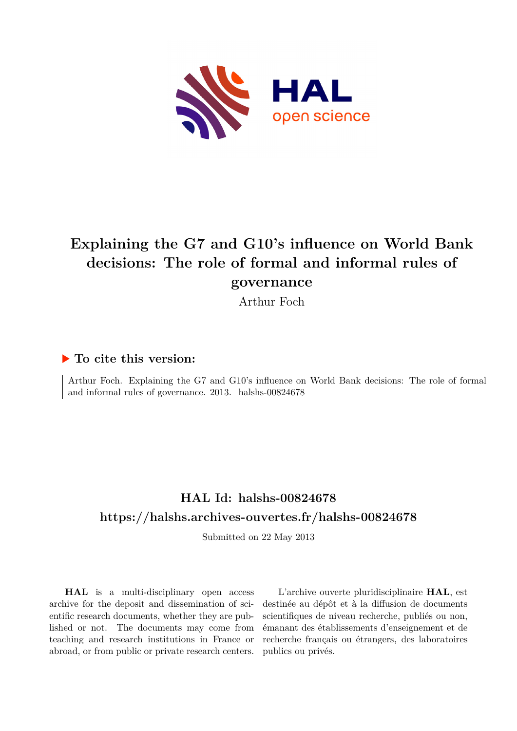# Explaining the G7 and G10's influence on World Bank decisions: The role of formal and informal rules of governance

Arthur Foch

## ▶ To cite this version:

Arthur Foch. Explaining the G7 and G10's influence on World Bank decisions: The role of formal and informal rules of governance. 2013. halshs-00824678

## HAL Id: halshs-00824678

## https://halshs.archives-ouvertes.fr/halshs-00824678

Submitted on 22 May 2013

**HAL** is a multi-disciplinary open access archive for the deposit and dissemination of scientific research documents, whether they are published or not. The documents may come from teaching and research institutions in France or abroad, or from public or private research centers.

L'archive ouverte pluridisciplinaire **HAL**, est destinée au dépôt et à la diffusion de documents scientifiques de niveau recherche, publiés ou non, émanant des établissements d'enseignement et de recherche français ou étrangers, des laboratoires publics ou privés.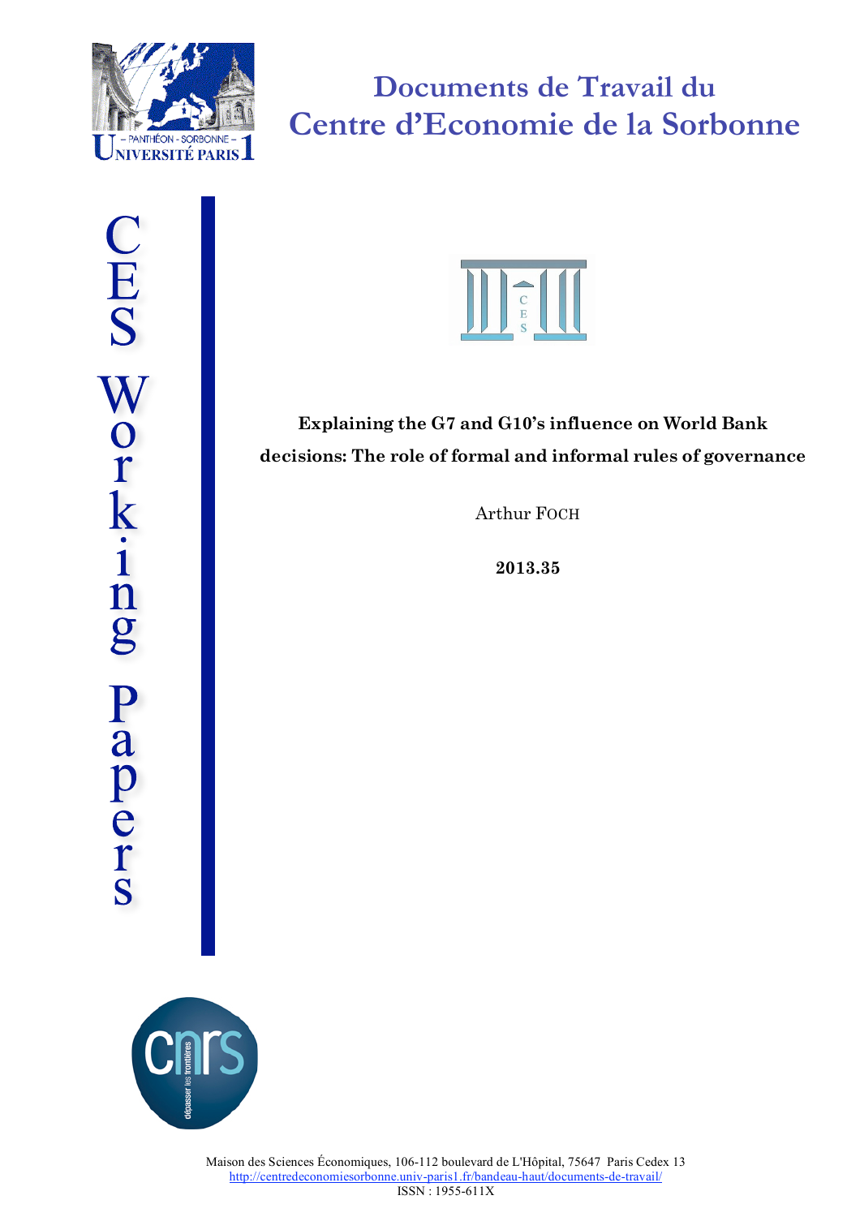# Documents de Travail du Centre d'Economie de la Sorbonne

CES Working Papers

**Explaining the G7 and G10's influence on World Bank decisions: The role of formal and informal rules of governance**

Arthur FOCH

**2013.35**

Maison des Sciences Économiques, 106-112 boulevard de L'Hôpital, 75647 Paris Cedex 13
http://centredeconomiesorbonne.univ-paris1.fr/bandeau-haut/documents-de-travail/
ISSN : 1955-611X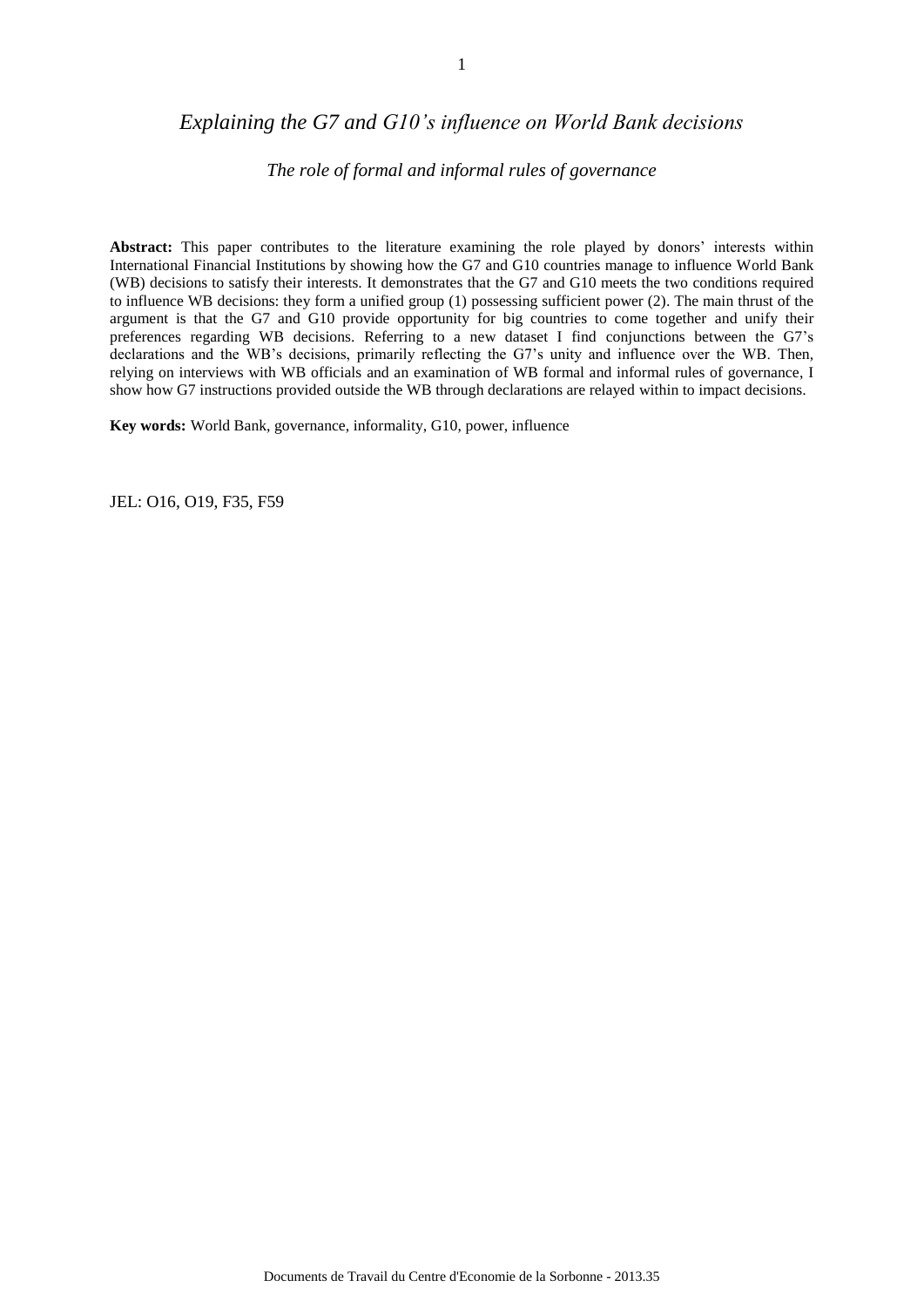# *Explaining the G7 and G10's influence on World Bank decisions*

## *The role of formal and informal rules of governance*

**Abstract:** This paper contributes to the literature examining the role played by donors' interests within International Financial Institutions by showing how the G7 and G10 countries manage to influence World Bank (WB) decisions to satisfy their interests. It demonstrates that the G7 and G10 meets the two conditions required to influence WB decisions: they form a unified group (1) possessing sufficient power (2). The main thrust of the argument is that the G7 and G10 provide opportunity for big countries to come together and unify their preferences regarding WB decisions. Referring to a new dataset I find conjunctions between the G7's declarations and the WB's decisions, primarily reflecting the G7's unity and influence over the WB. Then, relying on interviews with WB officials and an examination of WB formal and informal rules of governance, I show how G7 instructions provided outside the WB through declarations are relayed within to impact decisions.

**Key words:** World Bank, governance, informality, G10, power, influence

JEL: O16, O19, F35, F59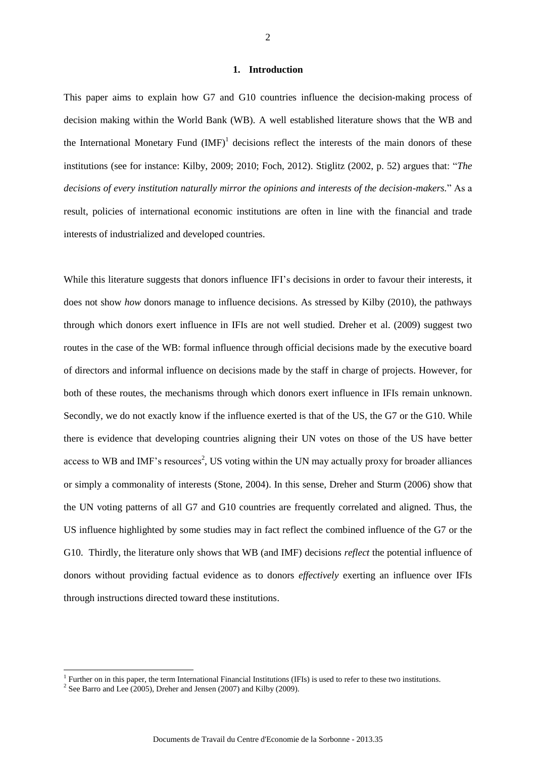# 1. Introduction

This paper aims to explain how G7 and G10 countries influence the decision-making process of decision making within the World Bank (WB). A well established literature shows that the WB and the International Monetary Fund (IMF)[1] decisions reflect the interests of the main donors of these institutions (see for instance: Kilby, 2009; 2010; Foch, 2012). Stiglitz (2002, p. 52) argues that: "*The decisions of every institution naturally mirror the opinions and interests of the decision-makers.*" As a result, policies of international economic institutions are often in line with the financial and trade interests of industrialized and developed countries.

While this literature suggests that donors influence IFI's decisions in order to favour their interests, it does not show *how* donors manage to influence decisions. As stressed by Kilby (2010), the pathways through which donors exert influence in IFIs are not well studied. Dreher et al. (2009) suggest two routes in the case of the WB: formal influence through official decisions made by the executive board of directors and informal influence on decisions made by the staff in charge of projects. However, for both of these routes, the mechanisms through which donors exert influence in IFIs remain unknown. Secondly, we do not exactly know if the influence exerted is that of the US, the G7 or the G10. While there is evidence that developing countries aligning their UN votes on those of the US have better access to WB and IMF's resources[2], US voting within the UN may actually proxy for broader alliances or simply a commonality of interests (Stone, 2004). In this sense, Dreher and Sturm (2006) show that the UN voting patterns of all G7 and G10 countries are frequently correlated and aligned. Thus, the US influence highlighted by some studies may in fact reflect the combined influence of the G7 or the G10. Thirdly, the literature only shows that WB (and IMF) decisions *reflect* the potential influence of donors without providing factual evidence as to donors *effectively* exerting an influence over IFIs through instructions directed toward these institutions.

[1] Further on in this paper, the term International Financial Institutions (IFIs) is used to refer to these two institutions.

[2] See Barro and Lee (2005), Dreher and Jensen (2007) and Kilby (2009).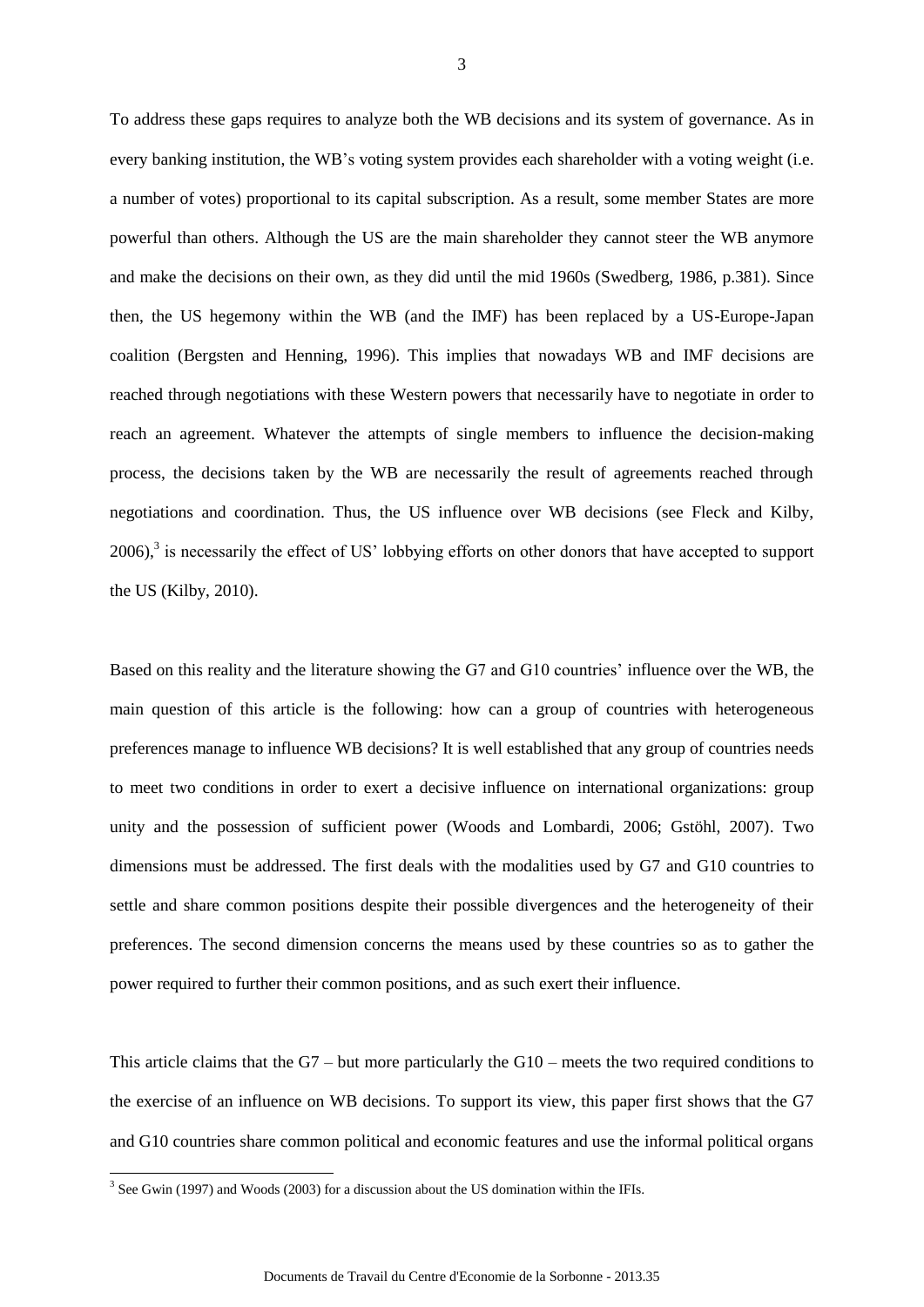To address these gaps requires to analyze both the WB decisions and its system of governance. As in every banking institution, the WB's voting system provides each shareholder with a voting weight (i.e. a number of votes) proportional to its capital subscription. As a result, some member States are more powerful than others. Although the US are the main shareholder they cannot steer the WB anymore and make the decisions on their own, as they did until the mid 1960s (Swedberg, 1986, p.381). Since then, the US hegemony within the WB (and the IMF) has been replaced by a US-Europe-Japan coalition (Bergsten and Henning, 1996). This implies that nowadays WB and IMF decisions are reached through negotiations with these Western powers that necessarily have to negotiate in order to reach an agreement. Whatever the attempts of single members to influence the decision-making process, the decisions taken by the WB are necessarily the result of agreements reached through negotiations and coordination. Thus, the US influence over WB decisions (see Fleck and Kilby, 2006),[3] is necessarily the effect of US' lobbying efforts on other donors that have accepted to support the US (Kilby, 2010).

Based on this reality and the literature showing the G7 and G10 countries' influence over the WB, the main question of this article is the following: how can a group of countries with heterogeneous preferences manage to influence WB decisions? It is well established that any group of countries needs to meet two conditions in order to exert a decisive influence on international organizations: group unity and the possession of sufficient power (Woods and Lombardi, 2006; Gstöhl, 2007). Two dimensions must be addressed. The first deals with the modalities used by G7 and G10 countries to settle and share common positions despite their possible divergences and the heterogeneity of their preferences. The second dimension concerns the means used by these countries so as to gather the power required to further their common positions, and as such exert their influence.

This article claims that the G7 – but more particularly the G10 – meets the two required conditions to the exercise of an influence on WB decisions. To support its view, this paper first shows that the G7 and G10 countries share common political and economic features and use the informal political organs

[3] See Gwin (1997) and Woods (2003) for a discussion about the US domination within the IFIs.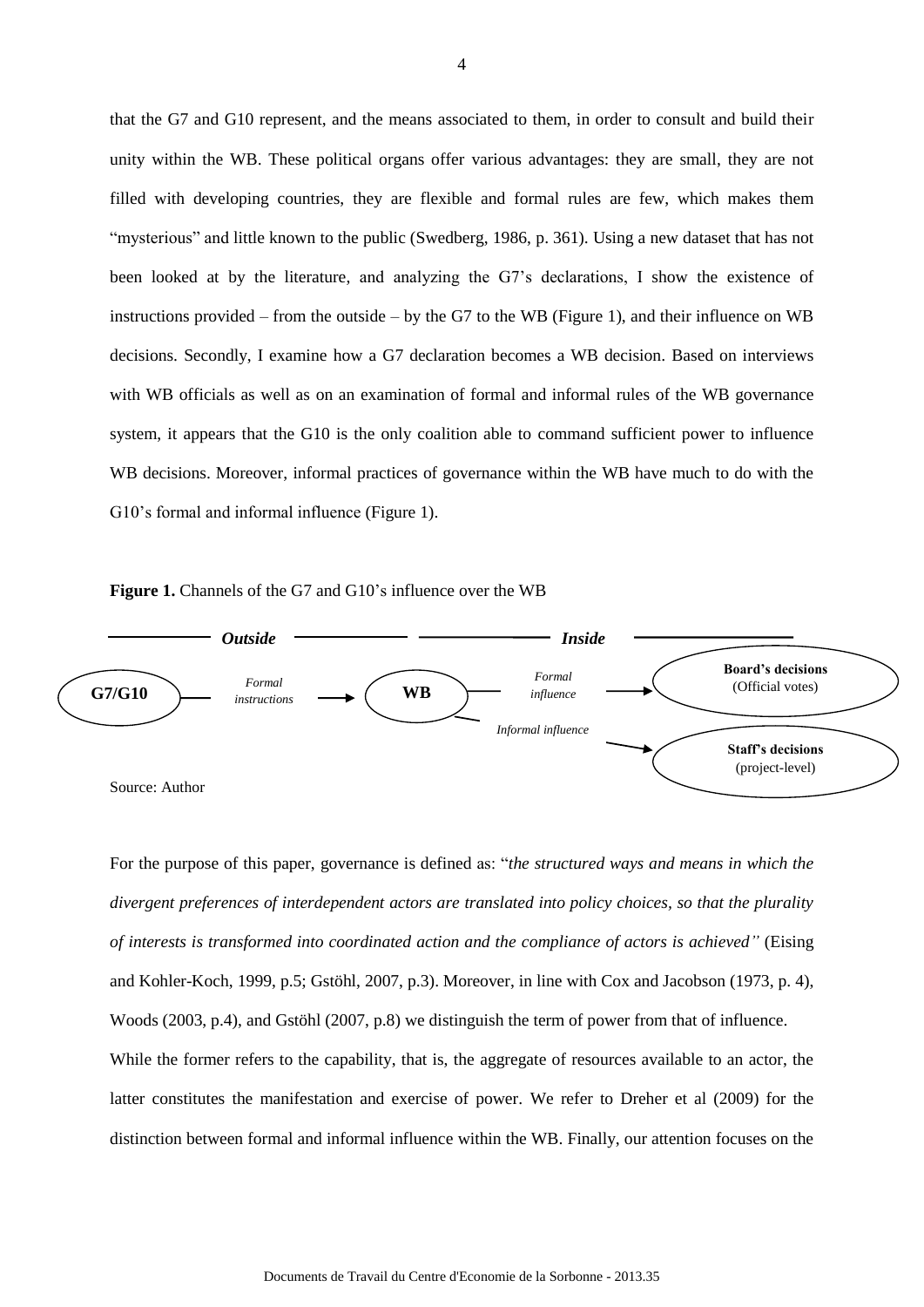that the G7 and G10 represent, and the means associated to them, in order to consult and build their unity within the WB. These political organs offer various advantages: they are small, they are not filled with developing countries, they are flexible and formal rules are few, which makes them "mysterious" and little known to the public (Swedberg, 1986, p. 361). Using a new dataset that has not been looked at by the literature, and analyzing the G7's declarations, I show the existence of instructions provided – from the outside – by the G7 to the WB (Figure 1), and their influence on WB decisions. Secondly, I examine how a G7 declaration becomes a WB decision. Based on interviews with WB officials as well as on an examination of formal and informal rules of the WB governance system, it appears that the G10 is the only coalition able to command sufficient power to influence WB decisions. Moreover, informal practices of governance within the WB have much to do with the G10's formal and informal influence (Figure 1).

**Figure 1.** Channels of the G7 and G10's influence over the WB

*Outside* | *Inside*

**G7/G10** — *Formal instructions* → **WB** — *Formal influence* → **Board's decisions** (Official votes)

**WB** — *Informal influence* → **Staff's decisions** (project-level)

Source: Author

For the purpose of this paper, governance is defined as: "*the structured ways and means in which the divergent preferences of interdependent actors are translated into policy choices, so that the plurality of interests is transformed into coordinated action and the compliance of actors is achieved"* (Eising and Kohler-Koch, 1999, p.5; Gstöhl, 2007, p.3). Moreover, in line with Cox and Jacobson (1973, p. 4), Woods (2003, p.4), and Gstöhl (2007, p.8) we distinguish the term of power from that of influence. While the former refers to the capability, that is, the aggregate of resources available to an actor, the latter constitutes the manifestation and exercise of power. We refer to Dreher et al (2009) for the distinction between formal and informal influence within the WB. Finally, our attention focuses on the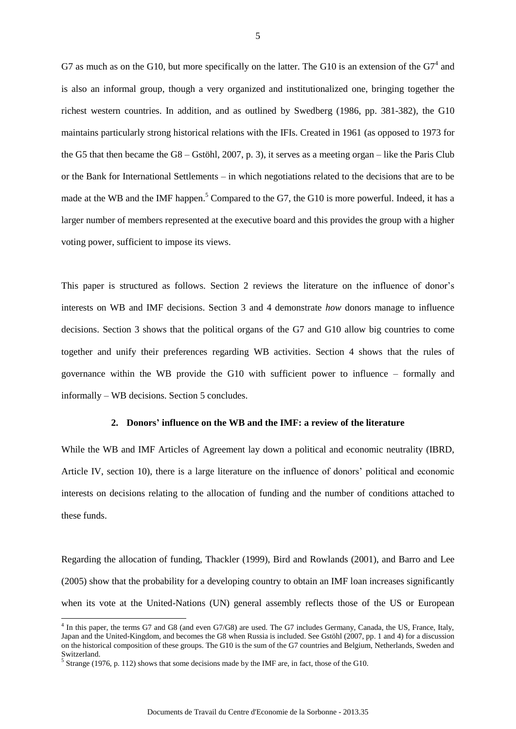G7 as much as on the G10, but more specifically on the latter. The G10 is an extension of the G7[4] and is also an informal group, though a very organized and institutionalized one, bringing together the richest western countries. In addition, and as outlined by Swedberg (1986, pp. 381-382), the G10 maintains particularly strong historical relations with the IFIs. Created in 1961 (as opposed to 1973 for the G5 that then became the G8 – Gstöhl, 2007, p. 3), it serves as a meeting organ – like the Paris Club or the Bank for International Settlements – in which negotiations related to the decisions that are to be made at the WB and the IMF happen.[5] Compared to the G7, the G10 is more powerful. Indeed, it has a larger number of members represented at the executive board and this provides the group with a higher voting power, sufficient to impose its views.

This paper is structured as follows. Section 2 reviews the literature on the influence of donor's interests on WB and IMF decisions. Section 3 and 4 demonstrate *how* donors manage to influence decisions. Section 3 shows that the political organs of the G7 and G10 allow big countries to come together and unify their preferences regarding WB activities. Section 4 shows that the rules of governance within the WB provide the G10 with sufficient power to influence – formally and informally – WB decisions. Section 5 concludes.

## 2. Donors' influence on the WB and the IMF: a review of the literature

While the WB and IMF Articles of Agreement lay down a political and economic neutrality (IBRD, Article IV, section 10), there is a large literature on the influence of donors' political and economic interests on decisions relating to the allocation of funding and the number of conditions attached to these funds.

Regarding the allocation of funding, Thackler (1999), Bird and Rowlands (2001), and Barro and Lee (2005) show that the probability for a developing country to obtain an IMF loan increases significantly when its vote at the United-Nations (UN) general assembly reflects those of the US or European

---

[4] In this paper, the terms G7 and G8 (and even G7/G8) are used. The G7 includes Germany, Canada, the US, France, Italy, Japan and the United-Kingdom, and becomes the G8 when Russia is included. See Gstöhl (2007, pp. 1 and 4) for a discussion on the historical composition of these groups. The G10 is the sum of the G7 countries and Belgium, Netherlands, Sweden and Switzerland.

[5] Strange (1976, p. 112) shows that some decisions made by the IMF are, in fact, those of the G10.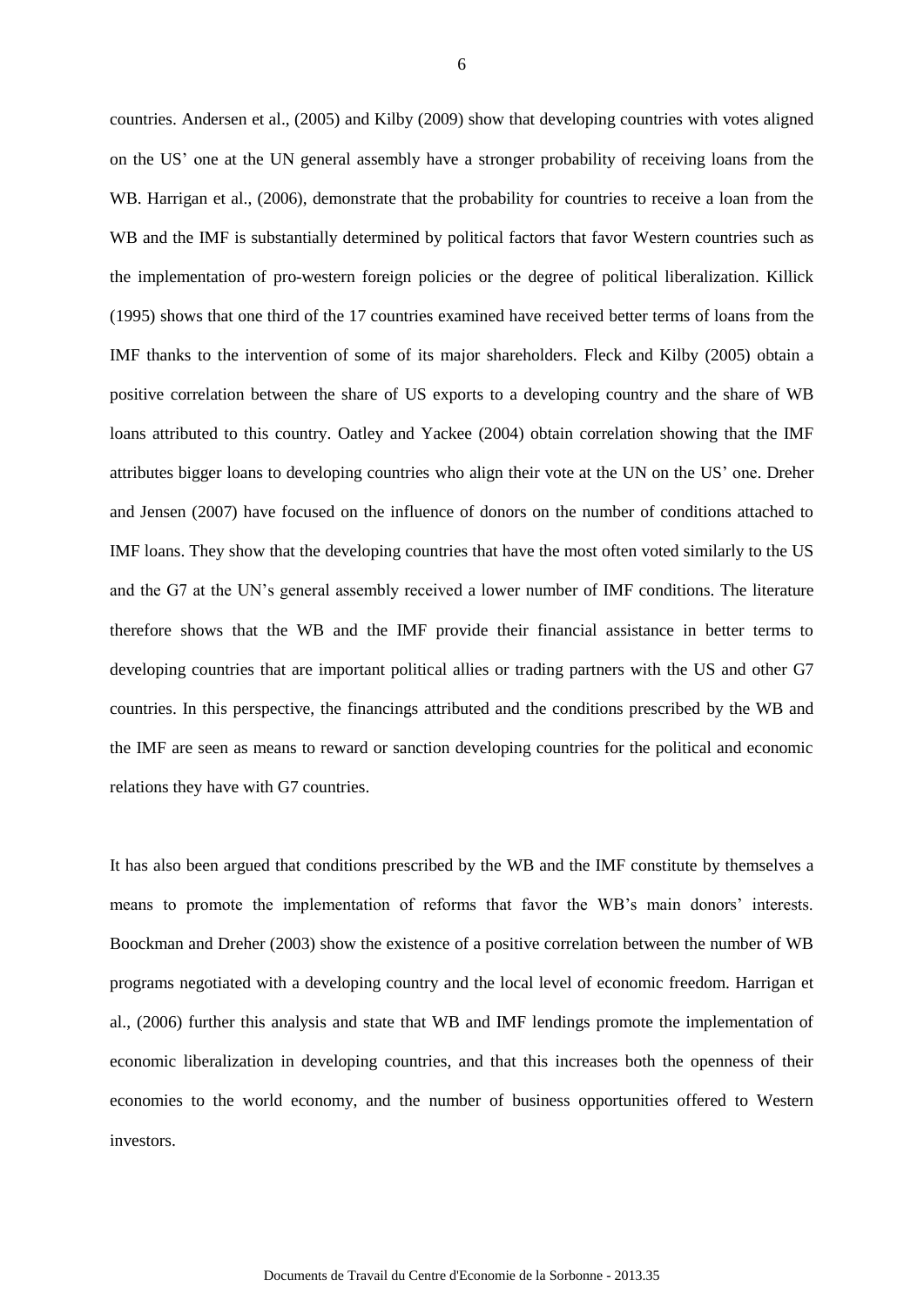countries. Andersen et al., (2005) and Kilby (2009) show that developing countries with votes aligned on the US' one at the UN general assembly have a stronger probability of receiving loans from the WB. Harrigan et al., (2006), demonstrate that the probability for countries to receive a loan from the WB and the IMF is substantially determined by political factors that favor Western countries such as the implementation of pro-western foreign policies or the degree of political liberalization. Killick (1995) shows that one third of the 17 countries examined have received better terms of loans from the IMF thanks to the intervention of some of its major shareholders. Fleck and Kilby (2005) obtain a positive correlation between the share of US exports to a developing country and the share of WB loans attributed to this country. Oatley and Yackee (2004) obtain correlation showing that the IMF attributes bigger loans to developing countries who align their vote at the UN on the US' one. Dreher and Jensen (2007) have focused on the influence of donors on the number of conditions attached to IMF loans. They show that the developing countries that have the most often voted similarly to the US and the G7 at the UN's general assembly received a lower number of IMF conditions. The literature therefore shows that the WB and the IMF provide their financial assistance in better terms to developing countries that are important political allies or trading partners with the US and other G7 countries. In this perspective, the financings attributed and the conditions prescribed by the WB and the IMF are seen as means to reward or sanction developing countries for the political and economic relations they have with G7 countries.

It has also been argued that conditions prescribed by the WB and the IMF constitute by themselves a means to promote the implementation of reforms that favor the WB's main donors' interests. Boockman and Dreher (2003) show the existence of a positive correlation between the number of WB programs negotiated with a developing country and the local level of economic freedom. Harrigan et al., (2006) further this analysis and state that WB and IMF lendings promote the implementation of economic liberalization in developing countries, and that this increases both the openness of their economies to the world economy, and the number of business opportunities offered to Western investors.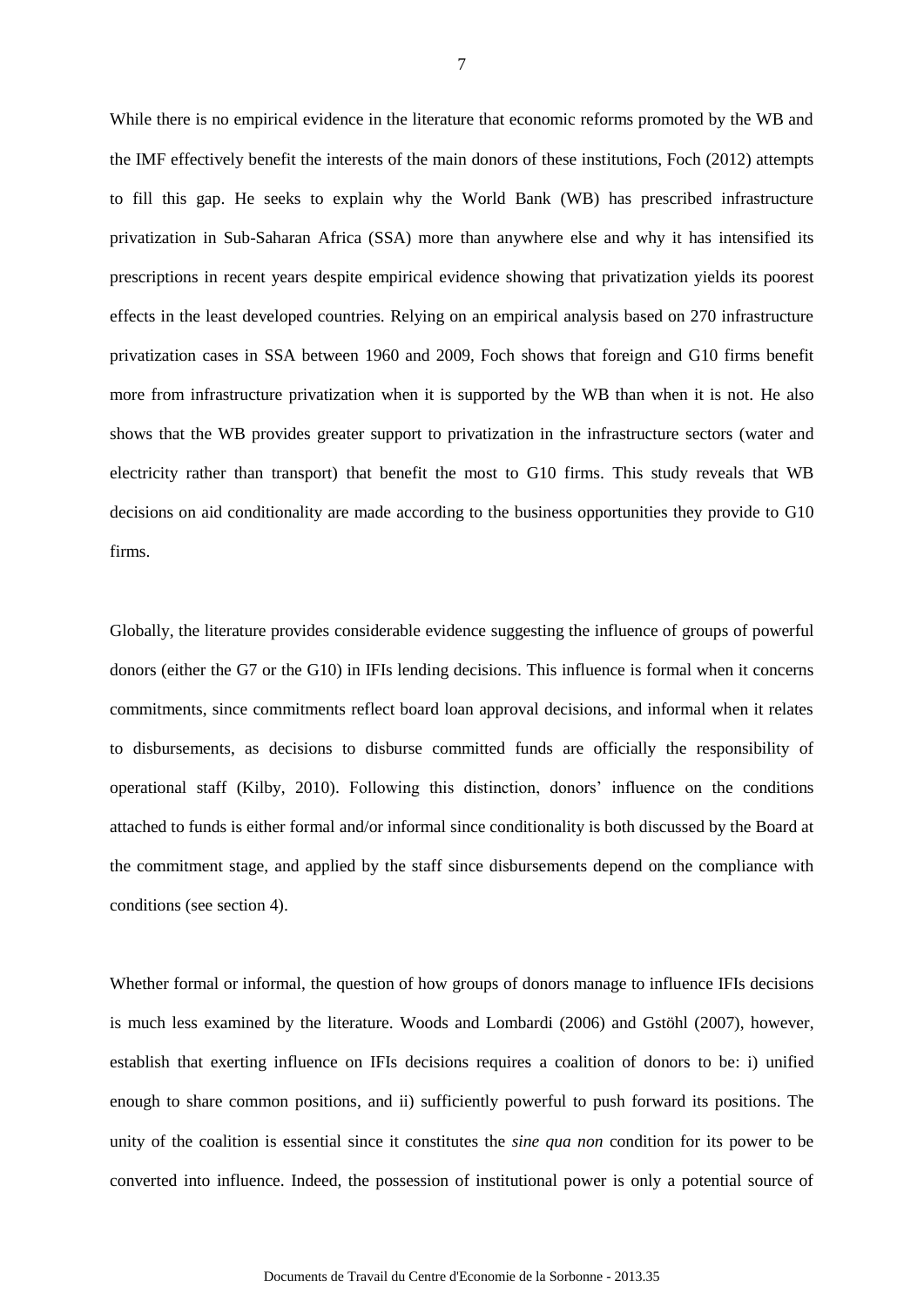While there is no empirical evidence in the literature that economic reforms promoted by the WB and the IMF effectively benefit the interests of the main donors of these institutions, Foch (2012) attempts to fill this gap. He seeks to explain why the World Bank (WB) has prescribed infrastructure privatization in Sub-Saharan Africa (SSA) more than anywhere else and why it has intensified its prescriptions in recent years despite empirical evidence showing that privatization yields its poorest effects in the least developed countries. Relying on an empirical analysis based on 270 infrastructure privatization cases in SSA between 1960 and 2009, Foch shows that foreign and G10 firms benefit more from infrastructure privatization when it is supported by the WB than when it is not. He also shows that the WB provides greater support to privatization in the infrastructure sectors (water and electricity rather than transport) that benefit the most to G10 firms. This study reveals that WB decisions on aid conditionality are made according to the business opportunities they provide to G10 firms.

Globally, the literature provides considerable evidence suggesting the influence of groups of powerful donors (either the G7 or the G10) in IFIs lending decisions. This influence is formal when it concerns commitments, since commitments reflect board loan approval decisions, and informal when it relates to disbursements, as decisions to disburse committed funds are officially the responsibility of operational staff (Kilby, 2010). Following this distinction, donors' influence on the conditions attached to funds is either formal and/or informal since conditionality is both discussed by the Board at the commitment stage, and applied by the staff since disbursements depend on the compliance with conditions (see section 4).

Whether formal or informal, the question of how groups of donors manage to influence IFIs decisions is much less examined by the literature. Woods and Lombardi (2006) and Gstöhl (2007), however, establish that exerting influence on IFIs decisions requires a coalition of donors to be: i) unified enough to share common positions, and ii) sufficiently powerful to push forward its positions. The unity of the coalition is essential since it constitutes the *sine qua non* condition for its power to be converted into influence. Indeed, the possession of institutional power is only a potential source of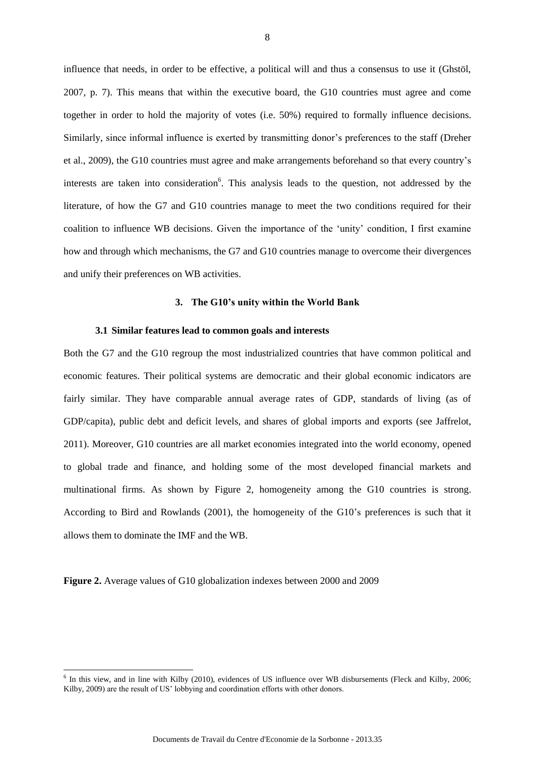influence that needs, in order to be effective, a political will and thus a consensus to use it (Ghstöl, 2007, p. 7). This means that within the executive board, the G10 countries must agree and come together in order to hold the majority of votes (i.e. 50%) required to formally influence decisions. Similarly, since informal influence is exerted by transmitting donor's preferences to the staff (Dreher et al., 2009), the G10 countries must agree and make arrangements beforehand so that every country's interests are taken into consideration[6]. This analysis leads to the question, not addressed by the literature, of how the G7 and G10 countries manage to meet the two conditions required for their coalition to influence WB decisions. Given the importance of the 'unity' condition, I first examine how and through which mechanisms, the G7 and G10 countries manage to overcome their divergences and unify their preferences on WB activities.

## 3. The G10's unity within the World Bank

### 3.1 Similar features lead to common goals and interests

Both the G7 and the G10 regroup the most industrialized countries that have common political and economic features. Their political systems are democratic and their global economic indicators are fairly similar. They have comparable annual average rates of GDP, standards of living (as of GDP/capita), public debt and deficit levels, and shares of global imports and exports (see Jaffrelot, 2011). Moreover, G10 countries are all market economies integrated into the world economy, opened to global trade and finance, and holding some of the most developed financial markets and multinational firms. As shown by Figure 2, homogeneity among the G10 countries is strong. According to Bird and Rowlands (2001), the homogeneity of the G10's preferences is such that it allows them to dominate the IMF and the WB.

**Figure 2.** Average values of G10 globalization indexes between 2000 and 2009

[6] In this view, and in line with Kilby (2010), evidences of US influence over WB disbursements (Fleck and Kilby, 2006; Kilby, 2009) are the result of US' lobbying and coordination efforts with other donors.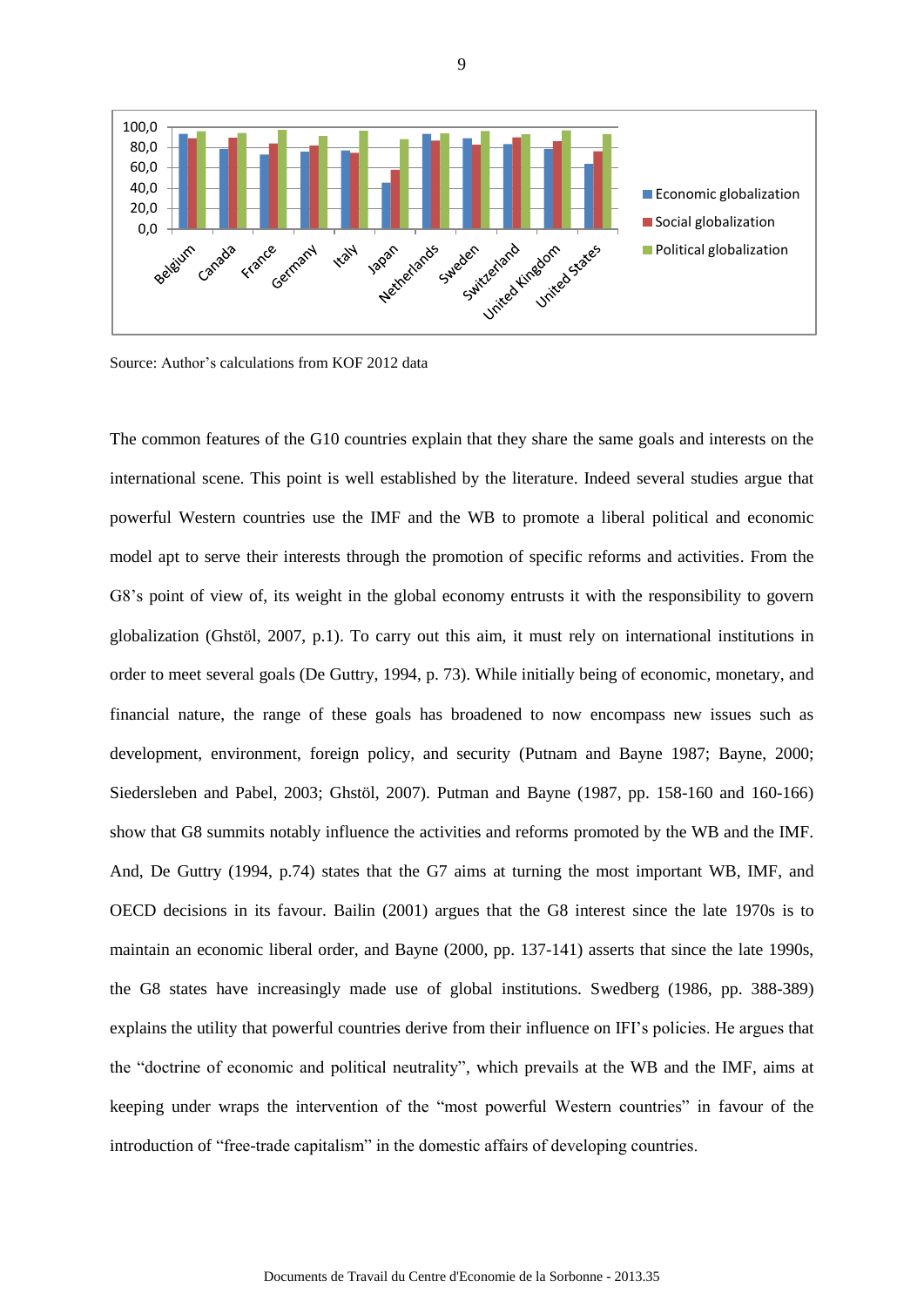Source: Author's calculations from KOF 2012 data

The common features of the G10 countries explain that they share the same goals and interests on the international scene. This point is well established by the literature. Indeed several studies argue that powerful Western countries use the IMF and the WB to promote a liberal political and economic model apt to serve their interests through the promotion of specific reforms and activities. From the G8's point of view of, its weight in the global economy entrusts it with the responsibility to govern globalization (Ghstöl, 2007, p.1). To carry out this aim, it must rely on international institutions in order to meet several goals (De Guttry, 1994, p. 73). While initially being of economic, monetary, and financial nature, the range of these goals has broadened to now encompass new issues such as development, environment, foreign policy, and security (Putnam and Bayne 1987; Bayne, 2000; Siedersleben and Pabel, 2003; Ghstöl, 2007). Putman and Bayne (1987, pp. 158-160 and 160-166) show that G8 summits notably influence the activities and reforms promoted by the WB and the IMF. And, De Guttry (1994, p.74) states that the G7 aims at turning the most important WB, IMF, and OECD decisions in its favour. Bailin (2001) argues that the G8 interest since the late 1970s is to maintain an economic liberal order, and Bayne (2000, pp. 137-141) asserts that since the late 1990s, the G8 states have increasingly made use of global institutions. Swedberg (1986, pp. 388-389) explains the utility that powerful countries derive from their influence on IFI's policies. He argues that the "doctrine of economic and political neutrality", which prevails at the WB and the IMF, aims at keeping under wraps the intervention of the "most powerful Western countries" in favour of the introduction of "free-trade capitalism" in the domestic affairs of developing countries.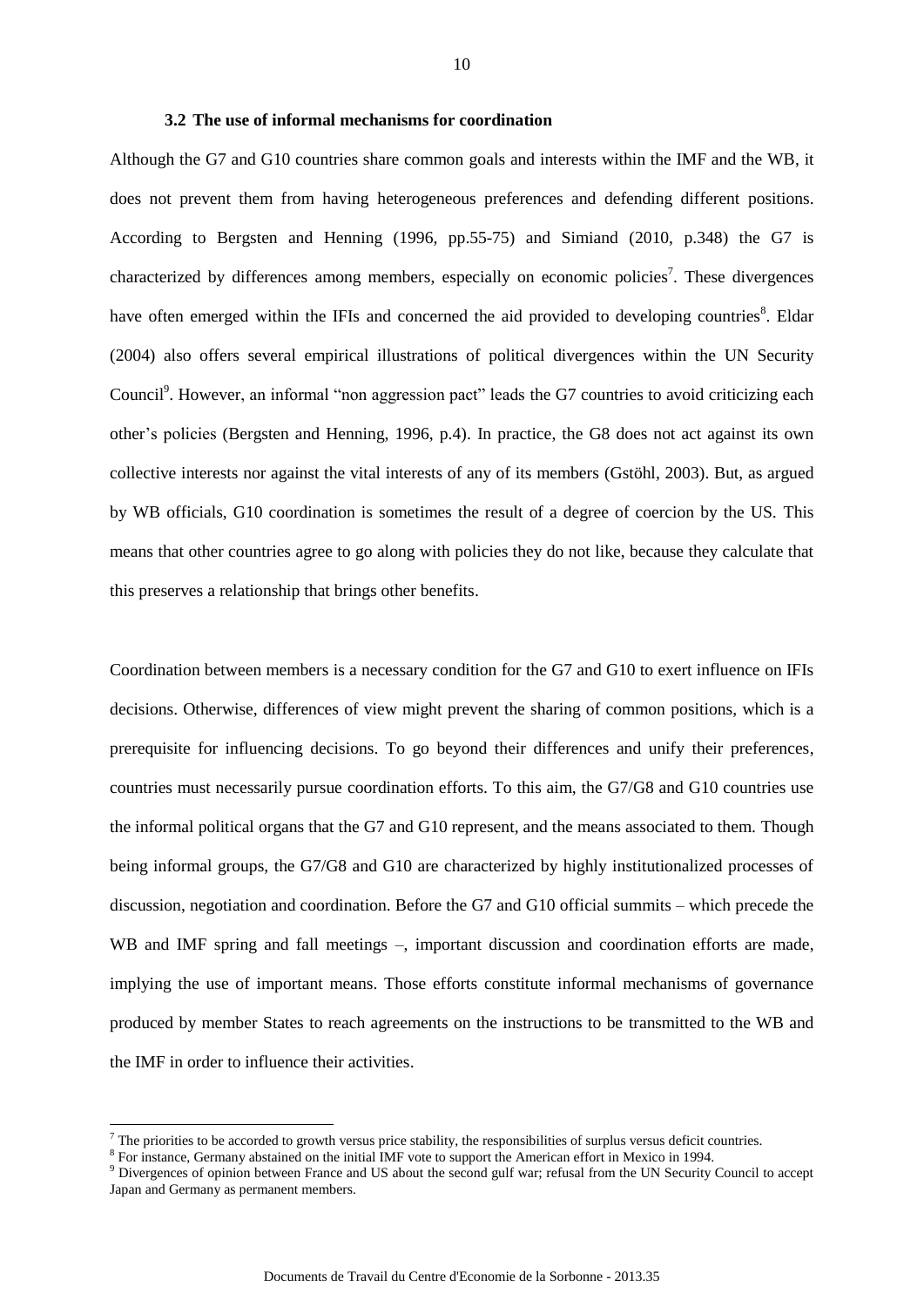### 3.2 The use of informal mechanisms for coordination

Although the G7 and G10 countries share common goals and interests within the IMF and the WB, it does not prevent them from having heterogeneous preferences and defending different positions. According to Bergsten and Henning (1996, pp.55-75) and Simiand (2010, p.348) the G7 is characterized by differences among members, especially on economic policies[7]. These divergences have often emerged within the IFIs and concerned the aid provided to developing countries[8]. Eldar (2004) also offers several empirical illustrations of political divergences within the UN Security Council[9]. However, an informal "non aggression pact" leads the G7 countries to avoid criticizing each other's policies (Bergsten and Henning, 1996, p.4). In practice, the G8 does not act against its own collective interests nor against the vital interests of any of its members (Gstöhl, 2003). But, as argued by WB officials, G10 coordination is sometimes the result of a degree of coercion by the US. This means that other countries agree to go along with policies they do not like, because they calculate that this preserves a relationship that brings other benefits.

Coordination between members is a necessary condition for the G7 and G10 to exert influence on IFIs decisions. Otherwise, differences of view might prevent the sharing of common positions, which is a prerequisite for influencing decisions. To go beyond their differences and unify their preferences, countries must necessarily pursue coordination efforts. To this aim, the G7/G8 and G10 countries use the informal political organs that the G7 and G10 represent, and the means associated to them. Though being informal groups, the G7/G8 and G10 are characterized by highly institutionalized processes of discussion, negotiation and coordination. Before the G7 and G10 official summits – which precede the WB and IMF spring and fall meetings –, important discussion and coordination efforts are made, implying the use of important means. Those efforts constitute informal mechanisms of governance produced by member States to reach agreements on the instructions to be transmitted to the WB and the IMF in order to influence their activities.

[7] The priorities to be accorded to growth versus price stability, the responsibilities of surplus versus deficit countries.

[8] For instance, Germany abstained on the initial IMF vote to support the American effort in Mexico in 1994.

[9] Divergences of opinion between France and US about the second gulf war; refusal from the UN Security Council to accept Japan and Germany as permanent members.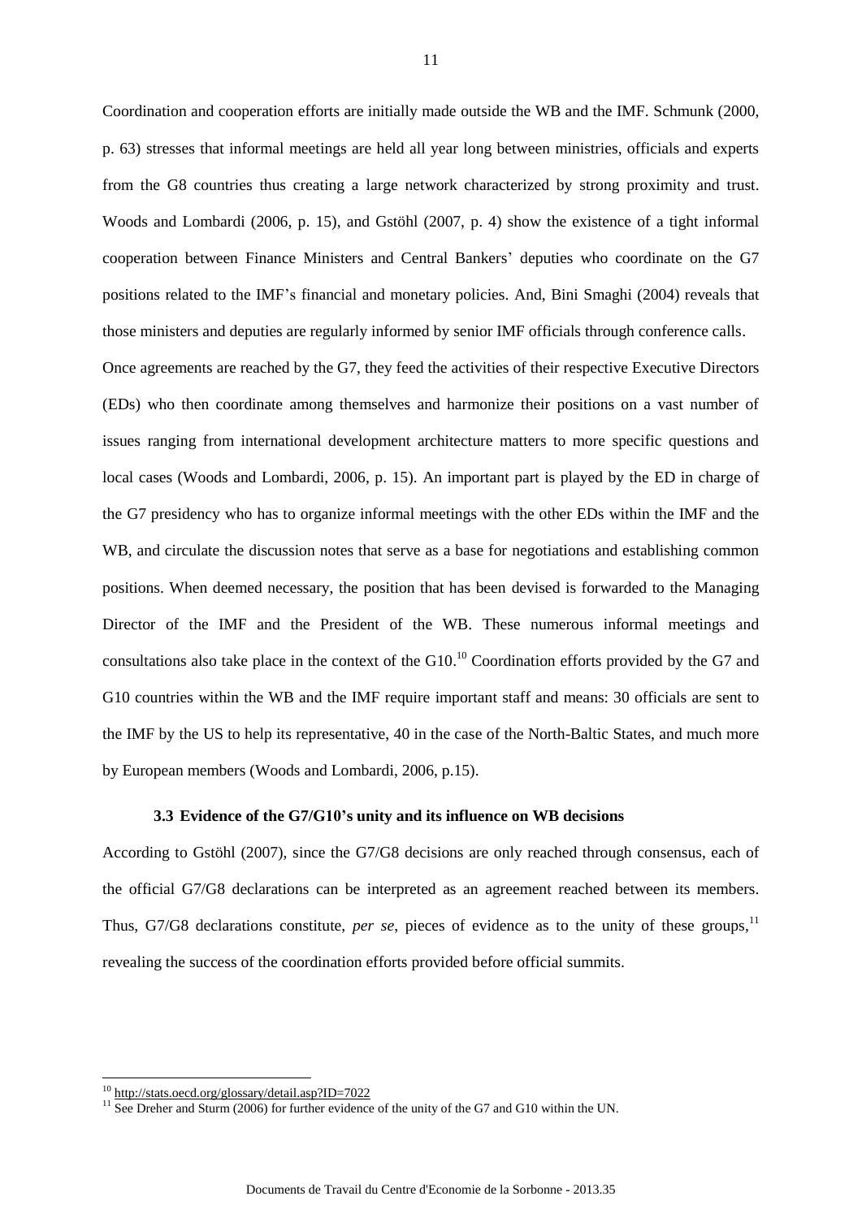Coordination and cooperation efforts are initially made outside the WB and the IMF. Schmunk (2000, p. 63) stresses that informal meetings are held all year long between ministries, officials and experts from the G8 countries thus creating a large network characterized by strong proximity and trust. Woods and Lombardi (2006, p. 15), and Gstöhl (2007, p. 4) show the existence of a tight informal cooperation between Finance Ministers and Central Bankers' deputies who coordinate on the G7 positions related to the IMF's financial and monetary policies. And, Bini Smaghi (2004) reveals that those ministers and deputies are regularly informed by senior IMF officials through conference calls.

Once agreements are reached by the G7, they feed the activities of their respective Executive Directors (EDs) who then coordinate among themselves and harmonize their positions on a vast number of issues ranging from international development architecture matters to more specific questions and local cases (Woods and Lombardi, 2006, p. 15). An important part is played by the ED in charge of the G7 presidency who has to organize informal meetings with the other EDs within the IMF and the WB, and circulate the discussion notes that serve as a base for negotiations and establishing common positions. When deemed necessary, the position that has been devised is forwarded to the Managing Director of the IMF and the President of the WB. These numerous informal meetings and consultations also take place in the context of the G10.[10] Coordination efforts provided by the G7 and G10 countries within the WB and the IMF require important staff and means: 30 officials are sent to the IMF by the US to help its representative, 40 in the case of the North-Baltic States, and much more by European members (Woods and Lombardi, 2006, p.15).

### 3.3 Evidence of the G7/G10's unity and its influence on WB decisions

According to Gstöhl (2007), since the G7/G8 decisions are only reached through consensus, each of the official G7/G8 declarations can be interpreted as an agreement reached between its members. Thus, G7/G8 declarations constitute, *per se*, pieces of evidence as to the unity of these groups,[11] revealing the success of the coordination efforts provided before official summits.

---

[10] http://stats.oecd.org/glossary/detail.asp?ID=7022

[11] See Dreher and Sturm (2006) for further evidence of the unity of the G7 and G10 within the UN.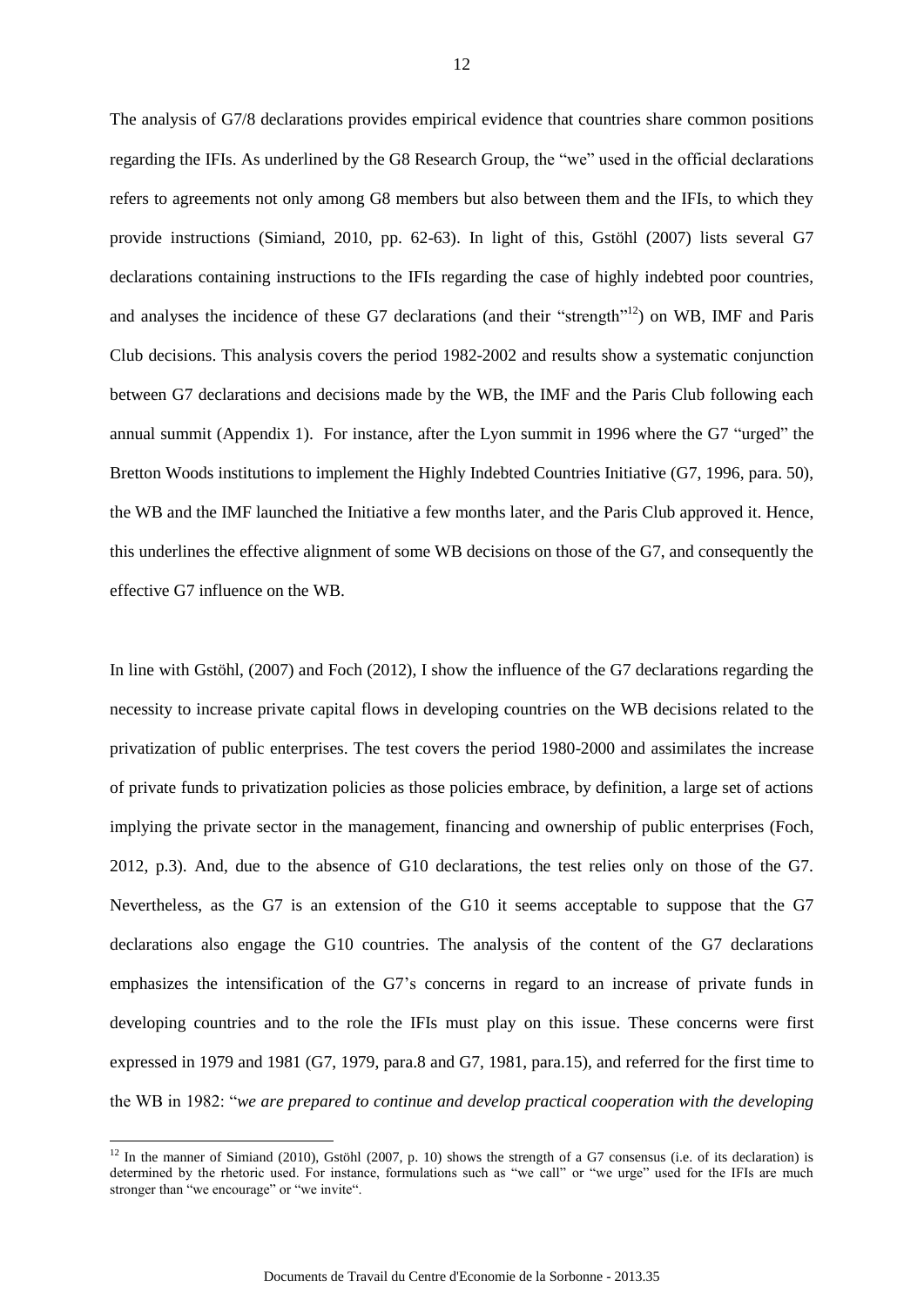The analysis of G7/8 declarations provides empirical evidence that countries share common positions regarding the IFIs. As underlined by the G8 Research Group, the "we" used in the official declarations refers to agreements not only among G8 members but also between them and the IFIs, to which they provide instructions (Simiand, 2010, pp. 62-63). In light of this, Gstöhl (2007) lists several G7 declarations containing instructions to the IFIs regarding the case of highly indebted poor countries, and analyses the incidence of these G7 declarations (and their "strength"[12]) on WB, IMF and Paris Club decisions. This analysis covers the period 1982-2002 and results show a systematic conjunction between G7 declarations and decisions made by the WB, the IMF and the Paris Club following each annual summit (Appendix 1). For instance, after the Lyon summit in 1996 where the G7 "urged" the Bretton Woods institutions to implement the Highly Indebted Countries Initiative (G7, 1996, para. 50), the WB and the IMF launched the Initiative a few months later, and the Paris Club approved it. Hence, this underlines the effective alignment of some WB decisions on those of the G7, and consequently the effective G7 influence on the WB.

In line with Gstöhl, (2007) and Foch (2012), I show the influence of the G7 declarations regarding the necessity to increase private capital flows in developing countries on the WB decisions related to the privatization of public enterprises. The test covers the period 1980-2000 and assimilates the increase of private funds to privatization policies as those policies embrace, by definition, a large set of actions implying the private sector in the management, financing and ownership of public enterprises (Foch, 2012, p.3). And, due to the absence of G10 declarations, the test relies only on those of the G7. Nevertheless, as the G7 is an extension of the G10 it seems acceptable to suppose that the G7 declarations also engage the G10 countries. The analysis of the content of the G7 declarations emphasizes the intensification of the G7's concerns in regard to an increase of private funds in developing countries and to the role the IFIs must play on this issue. These concerns were first expressed in 1979 and 1981 (G7, 1979, para.8 and G7, 1981, para.15), and referred for the first time to the WB in 1982: "*we are prepared to continue and develop practical cooperation with the developing*

[12] In the manner of Simiand (2010), Gstöhl (2007, p. 10) shows the strength of a G7 consensus (i.e. of its declaration) is determined by the rhetoric used. For instance, formulations such as "we call" or "we urge" used for the IFIs are much stronger than "we encourage" or "we invite".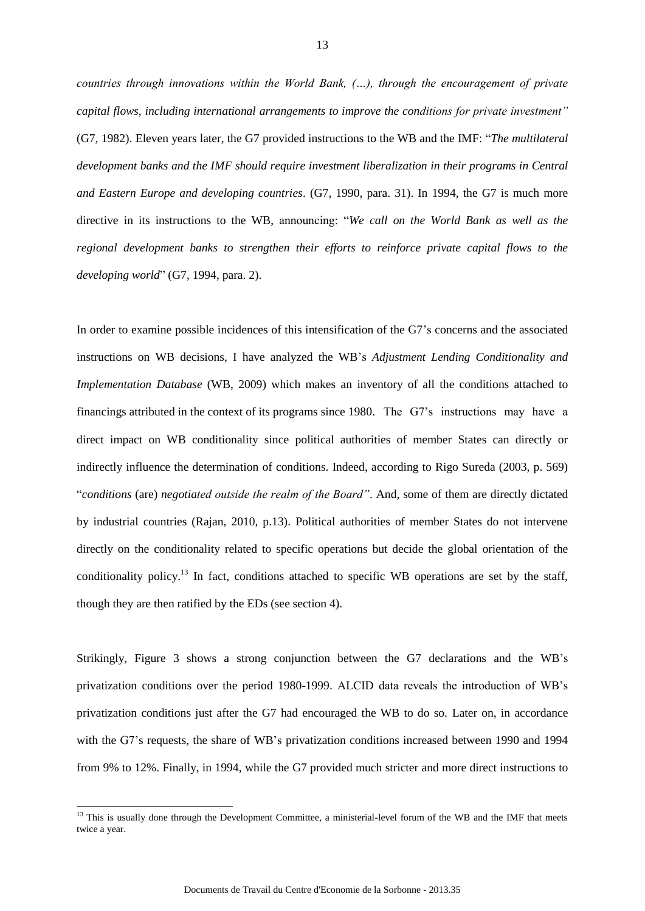*countries through innovations within the World Bank, (…), through the encouragement of private capital flows, including international arrangements to improve the conditions for private investment"* (G7, 1982). Eleven years later, the G7 provided instructions to the WB and the IMF: "*The multilateral development banks and the IMF should require investment liberalization in their programs in Central and Eastern Europe and developing countries*. (G7, 1990, para. 31). In 1994, the G7 is much more directive in its instructions to the WB, announcing: "*We call on the World Bank as well as the regional development banks to strengthen their efforts to reinforce private capital flows to the developing world*" (G7, 1994, para. 2).

In order to examine possible incidences of this intensification of the G7's concerns and the associated instructions on WB decisions, I have analyzed the WB's *Adjustment Lending Conditionality and Implementation Database* (WB, 2009) which makes an inventory of all the conditions attached to financings attributed in the context of its programs since 1980. The G7's instructions may have a direct impact on WB conditionality since political authorities of member States can directly or indirectly influence the determination of conditions. Indeed, according to Rigo Sureda (2003, p. 569) "*conditions* (are) *negotiated outside the realm of the Board"*. And, some of them are directly dictated by industrial countries (Rajan, 2010, p.13). Political authorities of member States do not intervene directly on the conditionality related to specific operations but decide the global orientation of the conditionality policy.[13] In fact, conditions attached to specific WB operations are set by the staff, though they are then ratified by the EDs (see section 4).

Strikingly, Figure 3 shows a strong conjunction between the G7 declarations and the WB's privatization conditions over the period 1980-1999. ALCID data reveals the introduction of WB's privatization conditions just after the G7 had encouraged the WB to do so. Later on, in accordance with the G7's requests, the share of WB's privatization conditions increased between 1990 and 1994 from 9% to 12%. Finally, in 1994, while the G7 provided much stricter and more direct instructions to

[13] This is usually done through the Development Committee, a ministerial-level forum of the WB and the IMF that meets twice a year.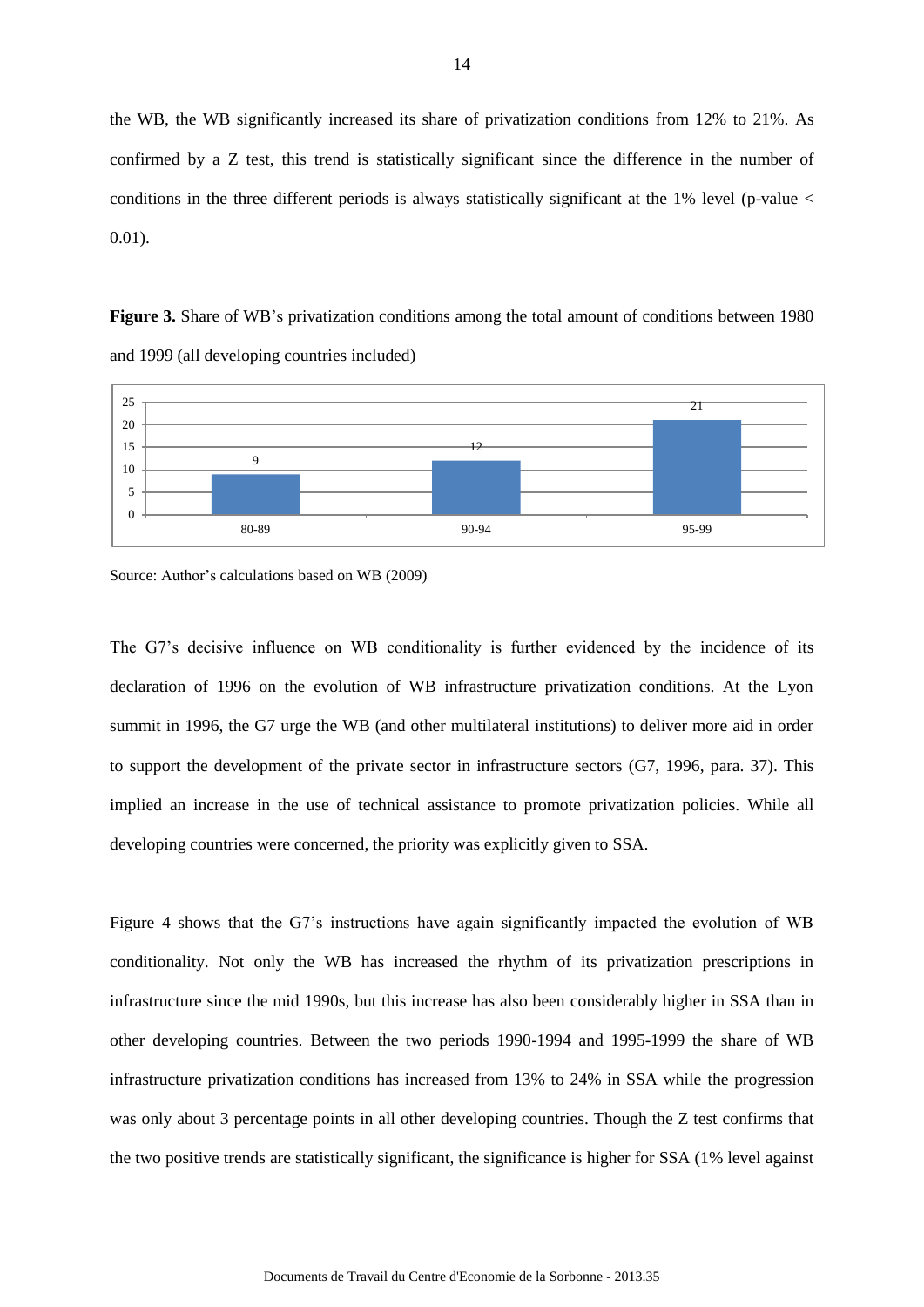the WB, the WB significantly increased its share of privatization conditions from 12% to 21%. As confirmed by a Z test, this trend is statistically significant since the difference in the number of conditions in the three different periods is always statistically significant at the 1% level (p-value < 0.01).

**Figure 3.** Share of WB's privatization conditions among the total amount of conditions between 1980 and 1999 (all developing countries included)

| Period | Share (%) |
|---|---|
| 80-89 | 9 |
| 90-94 | 12 |
| 95-99 | 21 |

Source: Author's calculations based on WB (2009)

The G7's decisive influence on WB conditionality is further evidenced by the incidence of its declaration of 1996 on the evolution of WB infrastructure privatization conditions. At the Lyon summit in 1996, the G7 urge the WB (and other multilateral institutions) to deliver more aid in order to support the development of the private sector in infrastructure sectors (G7, 1996, para. 37). This implied an increase in the use of technical assistance to promote privatization policies. While all developing countries were concerned, the priority was explicitly given to SSA.

Figure 4 shows that the G7's instructions have again significantly impacted the evolution of WB conditionality. Not only the WB has increased the rhythm of its privatization prescriptions in infrastructure since the mid 1990s, but this increase has also been considerably higher in SSA than in other developing countries. Between the two periods 1990-1994 and 1995-1999 the share of WB infrastructure privatization conditions has increased from 13% to 24% in SSA while the progression was only about 3 percentage points in all other developing countries. Though the Z test confirms that the two positive trends are statistically significant, the significance is higher for SSA (1% level against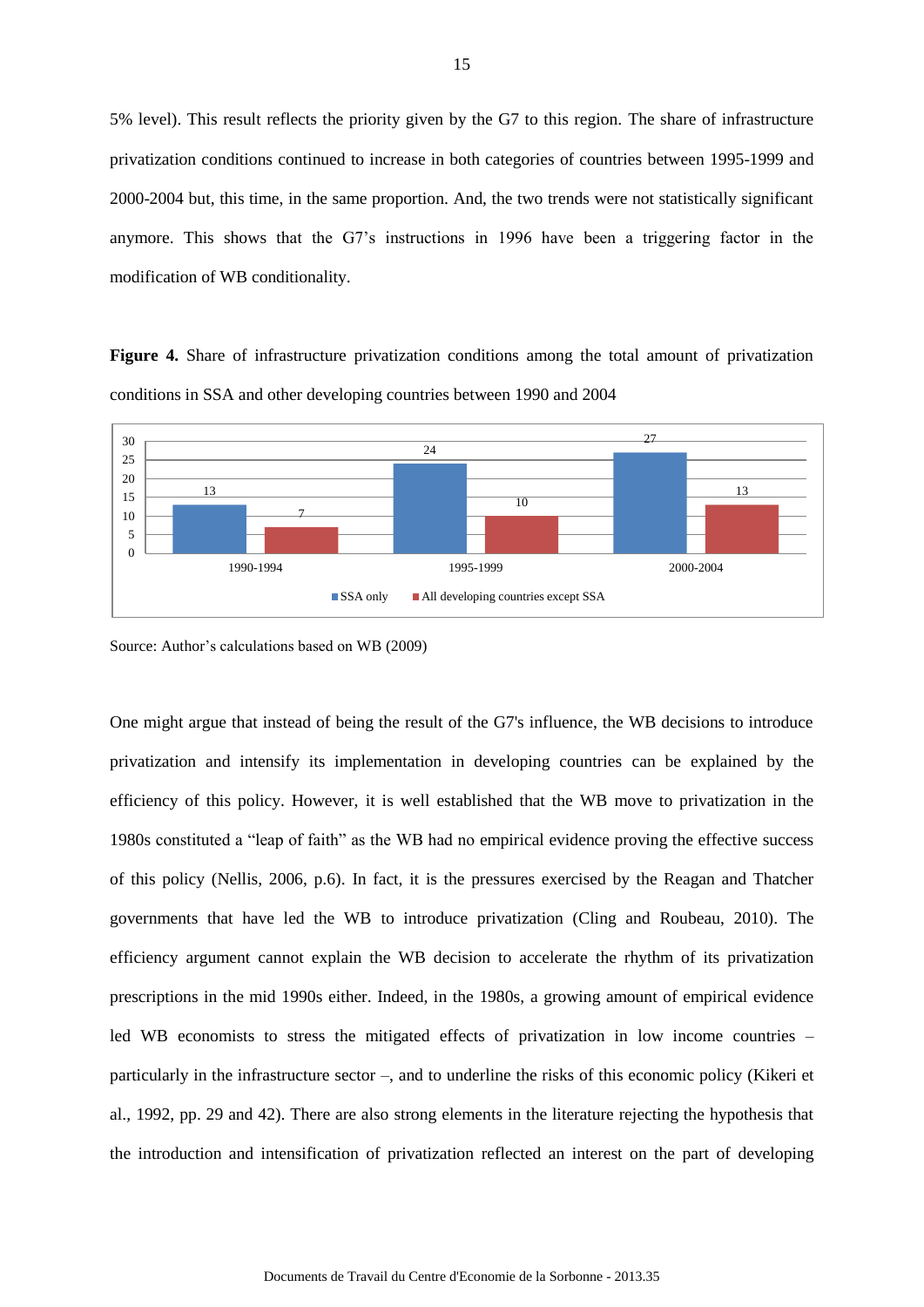5% level). This result reflects the priority given by the G7 to this region. The share of infrastructure privatization conditions continued to increase in both categories of countries between 1995-1999 and 2000-2004 but, this time, in the same proportion. And, the two trends were not statistically significant anymore. This shows that the G7's instructions in 1996 have been a triggering factor in the modification of WB conditionality.

**Figure 4.** Share of infrastructure privatization conditions among the total amount of privatization conditions in SSA and other developing countries between 1990 and 2004

| | SSA only | All developing countries except SSA |
|---|---|---|
| 1990-1994 | 13 | 7 |
| 1995-1999 | 24 | 10 |
| 2000-2004 | 27 | 13 |

Source: Author's calculations based on WB (2009)

One might argue that instead of being the result of the G7's influence, the WB decisions to introduce privatization and intensify its implementation in developing countries can be explained by the efficiency of this policy. However, it is well established that the WB move to privatization in the 1980s constituted a "leap of faith" as the WB had no empirical evidence proving the effective success of this policy (Nellis, 2006, p.6). In fact, it is the pressures exercised by the Reagan and Thatcher governments that have led the WB to introduce privatization (Cling and Roubeau, 2010). The efficiency argument cannot explain the WB decision to accelerate the rhythm of its privatization prescriptions in the mid 1990s either. Indeed, in the 1980s, a growing amount of empirical evidence led WB economists to stress the mitigated effects of privatization in low income countries – particularly in the infrastructure sector –, and to underline the risks of this economic policy (Kikeri et al., 1992, pp. 29 and 42). There are also strong elements in the literature rejecting the hypothesis that the introduction and intensification of privatization reflected an interest on the part of developing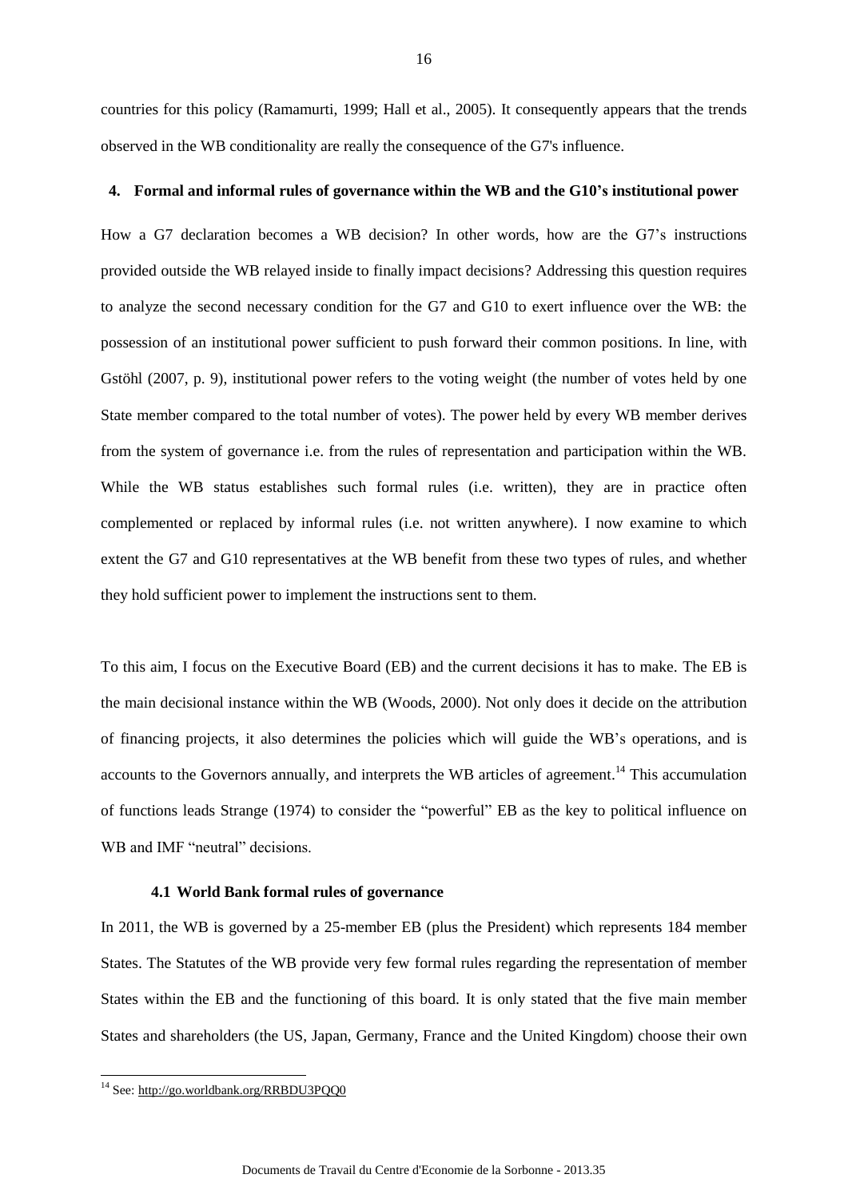countries for this policy (Ramamurti, 1999; Hall et al., 2005). It consequently appears that the trends observed in the WB conditionality are really the consequence of the G7's influence.

## 4. Formal and informal rules of governance within the WB and the G10's institutional power

How a G7 declaration becomes a WB decision? In other words, how are the G7's instructions provided outside the WB relayed inside to finally impact decisions? Addressing this question requires to analyze the second necessary condition for the G7 and G10 to exert influence over the WB: the possession of an institutional power sufficient to push forward their common positions. In line, with Gstöhl (2007, p. 9), institutional power refers to the voting weight (the number of votes held by one State member compared to the total number of votes). The power held by every WB member derives from the system of governance i.e. from the rules of representation and participation within the WB. While the WB status establishes such formal rules (i.e. written), they are in practice often complemented or replaced by informal rules (i.e. not written anywhere). I now examine to which extent the G7 and G10 representatives at the WB benefit from these two types of rules, and whether they hold sufficient power to implement the instructions sent to them.

To this aim, I focus on the Executive Board (EB) and the current decisions it has to make. The EB is the main decisional instance within the WB (Woods, 2000). Not only does it decide on the attribution of financing projects, it also determines the policies which will guide the WB's operations, and is accounts to the Governors annually, and interprets the WB articles of agreement.[14] This accumulation of functions leads Strange (1974) to consider the "powerful" EB as the key to political influence on WB and IMF "neutral" decisions.

### 4.1 World Bank formal rules of governance

In 2011, the WB is governed by a 25-member EB (plus the President) which represents 184 member States. The Statutes of the WB provide very few formal rules regarding the representation of member States within the EB and the functioning of this board. It is only stated that the five main member States and shareholders (the US, Japan, Germany, France and the United Kingdom) choose their own

[14] See: http://go.worldbank.org/RRBDU3PQQ0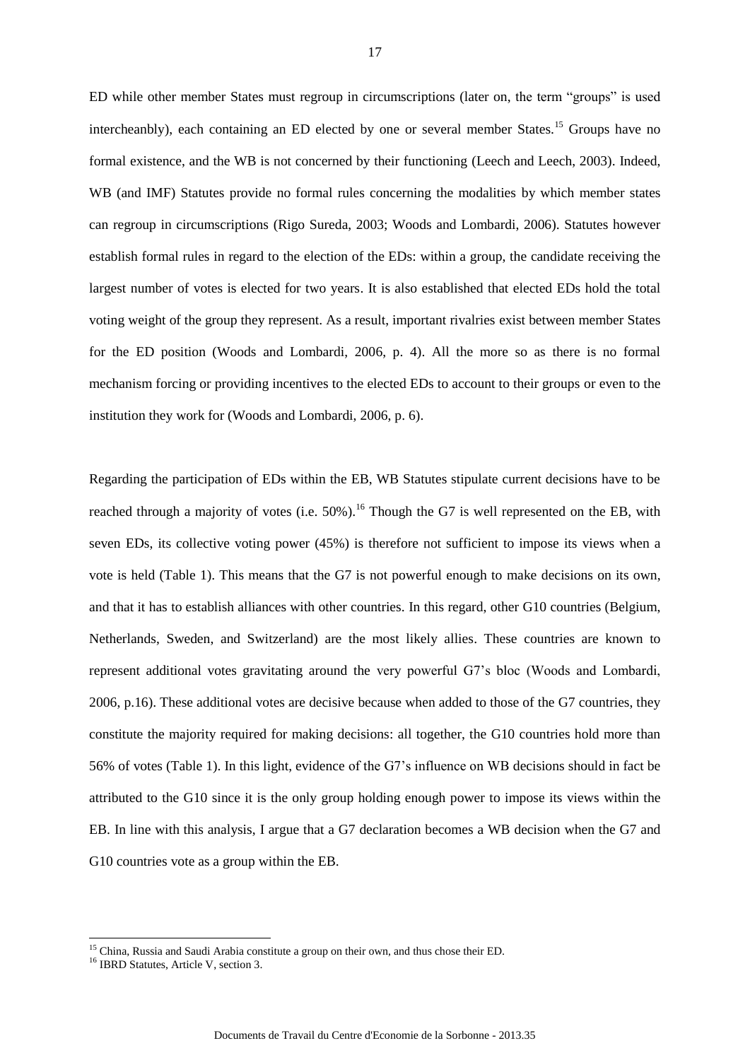ED while other member States must regroup in circumscriptions (later on, the term "groups" is used intercheanbly), each containing an ED elected by one or several member States.[15] Groups have no formal existence, and the WB is not concerned by their functioning (Leech and Leech, 2003). Indeed, WB (and IMF) Statutes provide no formal rules concerning the modalities by which member states can regroup in circumscriptions (Rigo Sureda, 2003; Woods and Lombardi, 2006). Statutes however establish formal rules in regard to the election of the EDs: within a group, the candidate receiving the largest number of votes is elected for two years. It is also established that elected EDs hold the total voting weight of the group they represent. As a result, important rivalries exist between member States for the ED position (Woods and Lombardi, 2006, p. 4). All the more so as there is no formal mechanism forcing or providing incentives to the elected EDs to account to their groups or even to the institution they work for (Woods and Lombardi, 2006, p. 6).

Regarding the participation of EDs within the EB, WB Statutes stipulate current decisions have to be reached through a majority of votes (i.e. 50%).[16] Though the G7 is well represented on the EB, with seven EDs, its collective voting power (45%) is therefore not sufficient to impose its views when a vote is held (Table 1). This means that the G7 is not powerful enough to make decisions on its own, and that it has to establish alliances with other countries. In this regard, other G10 countries (Belgium, Netherlands, Sweden, and Switzerland) are the most likely allies. These countries are known to represent additional votes gravitating around the very powerful G7's bloc (Woods and Lombardi, 2006, p.16). These additional votes are decisive because when added to those of the G7 countries, they constitute the majority required for making decisions: all together, the G10 countries hold more than 56% of votes (Table 1). In this light, evidence of the G7's influence on WB decisions should in fact be attributed to the G10 since it is the only group holding enough power to impose its views within the EB. In line with this analysis, I argue that a G7 declaration becomes a WB decision when the G7 and G10 countries vote as a group within the EB.

[15] China, Russia and Saudi Arabia constitute a group on their own, and thus chose their ED.

[16] IBRD Statutes, Article V, section 3.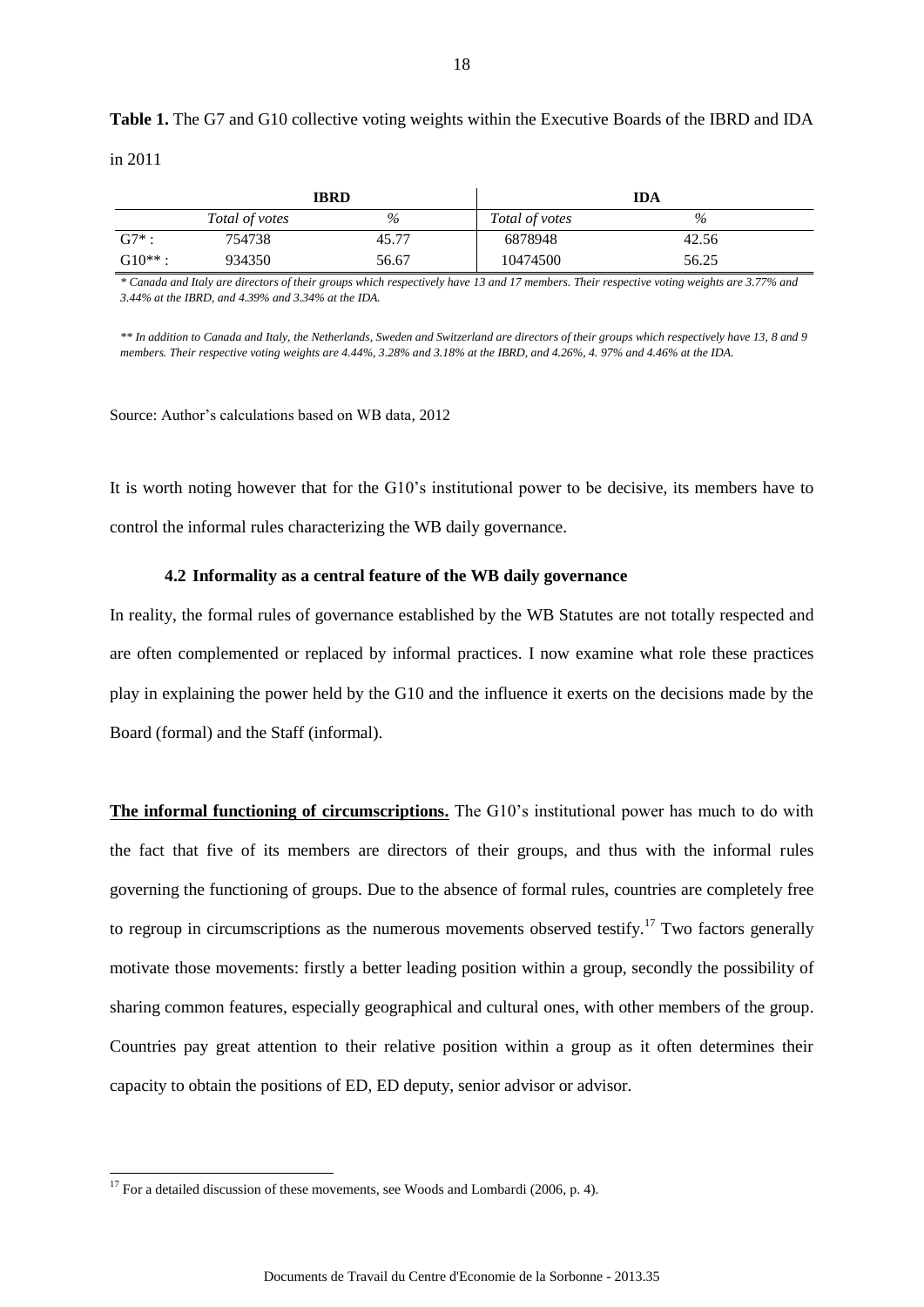**Table 1.** The G7 and G10 collective voting weights within the Executive Boards of the IBRD and IDA in 2011

| | IBRD | | IDA | |
|---|---|---|---|---|
| | *Total of votes* | *%* | *Total of votes* | *%* |
| G7* : | 754738 | 45.77 | 6878948 | 42.56 |
| G10** : | 934350 | 56.67 | 10474500 | 56.25 |

*\* Canada and Italy are directors of their groups which respectively have 13 and 17 members. Their respective voting weights are 3.77% and 3.44% at the IBRD, and 4.39% and 3.34% at the IDA.*

*\*\* In addition to Canada and Italy, the Netherlands, Sweden and Switzerland are directors of their groups which respectively have 13, 8 and 9 members. Their respective voting weights are 4.44%, 3.28% and 3.18% at the IBRD, and 4.26%, 4. 97% and 4.46% at the IDA.*

Source: Author's calculations based on WB data, 2012

It is worth noting however that for the G10's institutional power to be decisive, its members have to control the informal rules characterizing the WB daily governance.

### 4.2 Informality as a central feature of the WB daily governance

In reality, the formal rules of governance established by the WB Statutes are not totally respected and are often complemented or replaced by informal practices. I now examine what role these practices play in explaining the power held by the G10 and the influence it exerts on the decisions made by the Board (formal) and the Staff (informal).

**The informal functioning of circumscriptions.** The G10's institutional power has much to do with the fact that five of its members are directors of their groups, and thus with the informal rules governing the functioning of groups. Due to the absence of formal rules, countries are completely free to regroup in circumscriptions as the numerous movements observed testify.[17] Two factors generally motivate those movements: firstly a better leading position within a group, secondly the possibility of sharing common features, especially geographical and cultural ones, with other members of the group. Countries pay great attention to their relative position within a group as it often determines their capacity to obtain the positions of ED, ED deputy, senior advisor or advisor.

[17] For a detailed discussion of these movements, see Woods and Lombardi (2006, p. 4).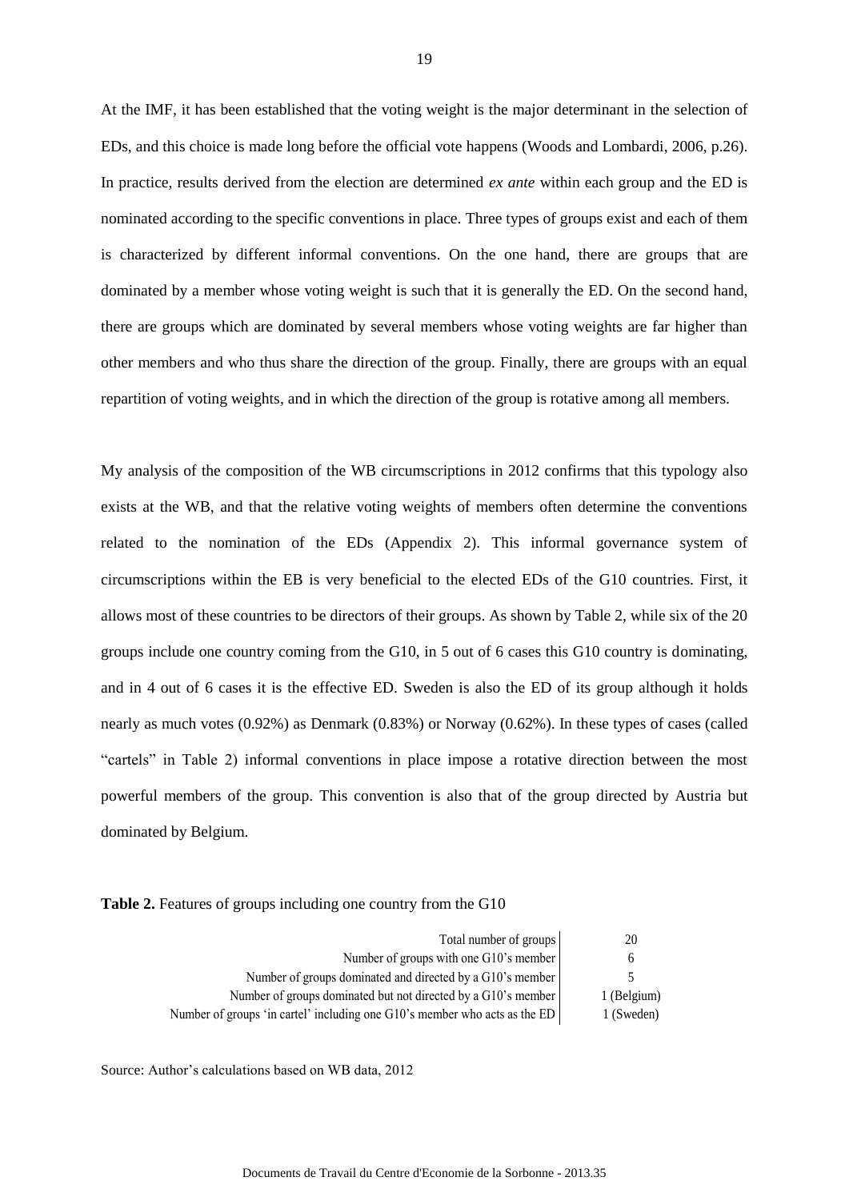At the IMF, it has been established that the voting weight is the major determinant in the selection of EDs, and this choice is made long before the official vote happens (Woods and Lombardi, 2006, p.26). In practice, results derived from the election are determined *ex ante* within each group and the ED is nominated according to the specific conventions in place. Three types of groups exist and each of them is characterized by different informal conventions. On the one hand, there are groups that are dominated by a member whose voting weight is such that it is generally the ED. On the second hand, there are groups which are dominated by several members whose voting weights are far higher than other members and who thus share the direction of the group. Finally, there are groups with an equal repartition of voting weights, and in which the direction of the group is rotative among all members.

My analysis of the composition of the WB circumscriptions in 2012 confirms that this typology also exists at the WB, and that the relative voting weights of members often determine the conventions related to the nomination of the EDs (Appendix 2). This informal governance system of circumscriptions within the EB is very beneficial to the elected EDs of the G10 countries. First, it allows most of these countries to be directors of their groups. As shown by Table 2, while six of the 20 groups include one country coming from the G10, in 5 out of 6 cases this G10 country is dominating, and in 4 out of 6 cases it is the effective ED. Sweden is also the ED of its group although it holds nearly as much votes (0.92%) as Denmark (0.83%) or Norway (0.62%). In these types of cases (called "cartels" in Table 2) informal conventions in place impose a rotative direction between the most powerful members of the group. This convention is also that of the group directed by Austria but dominated by Belgium.

**Table 2.** Features of groups including one country from the G10

| | |
|---:|:---:|
| Total number of groups | 20 |
| Number of groups with one G10's member | 6 |
| Number of groups dominated and directed by a G10's member | 5 |
| Number of groups dominated but not directed by a G10's member | 1 (Belgium) |
| Number of groups 'in cartel' including one G10's member who acts as the ED | 1 (Sweden) |

Source: Author's calculations based on WB data, 2012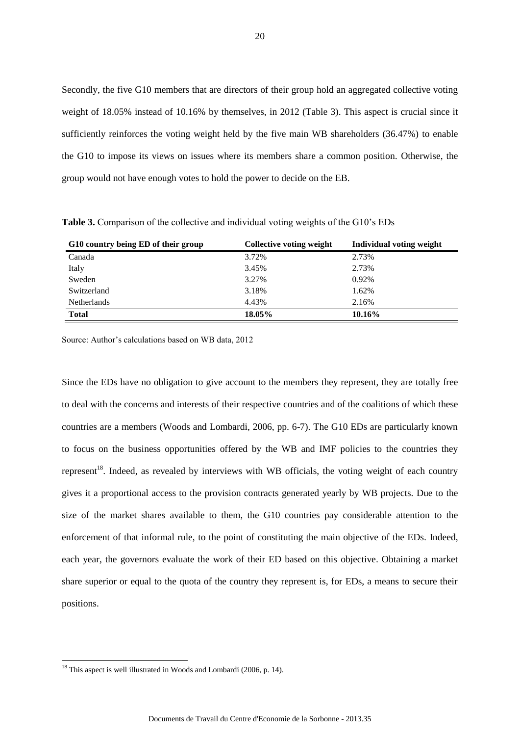Secondly, the five G10 members that are directors of their group hold an aggregated collective voting weight of 18.05% instead of 10.16% by themselves, in 2012 (Table 3). This aspect is crucial since it sufficiently reinforces the voting weight held by the five main WB shareholders (36.47%) to enable the G10 to impose its views on issues where its members share a common position. Otherwise, the group would not have enough votes to hold the power to decide on the EB.

**Table 3.** Comparison of the collective and individual voting weights of the G10's EDs

| G10 country being ED of their group | Collective voting weight | Individual voting weight |
|---|---|---|
| Canada | 3.72% | 2.73% |
| Italy | 3.45% | 2.73% |
| Sweden | 3.27% | 0.92% |
| Switzerland | 3.18% | 1.62% |
| Netherlands | 4.43% | 2.16% |
| **Total** | **18.05%** | **10.16%** |

Source: Author's calculations based on WB data, 2012

Since the EDs have no obligation to give account to the members they represent, they are totally free to deal with the concerns and interests of their respective countries and of the coalitions of which these countries are a members (Woods and Lombardi, 2006, pp. 6-7). The G10 EDs are particularly known to focus on the business opportunities offered by the WB and IMF policies to the countries they represent[18]. Indeed, as revealed by interviews with WB officials, the voting weight of each country gives it a proportional access to the provision contracts generated yearly by WB projects. Due to the size of the market shares available to them, the G10 countries pay considerable attention to the enforcement of that informal rule, to the point of constituting the main objective of the EDs. Indeed, each year, the governors evaluate the work of their ED based on this objective. Obtaining a market share superior or equal to the quota of the country they represent is, for EDs, a means to secure their positions.

[18] This aspect is well illustrated in Woods and Lombardi (2006, p. 14).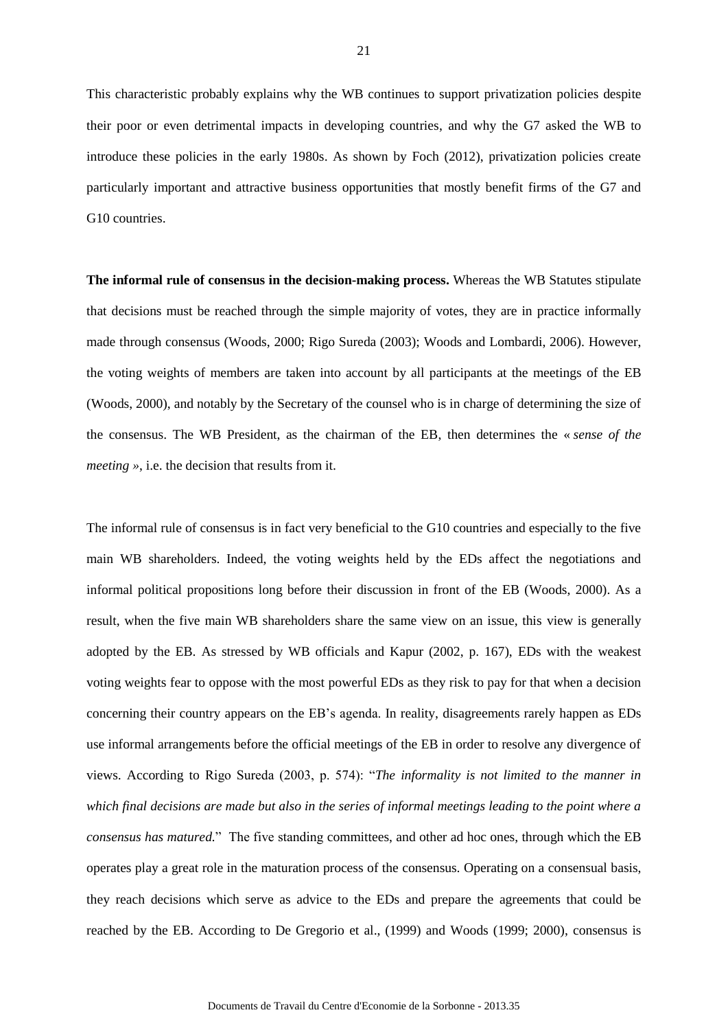This characteristic probably explains why the WB continues to support privatization policies despite their poor or even detrimental impacts in developing countries, and why the G7 asked the WB to introduce these policies in the early 1980s. As shown by Foch (2012), privatization policies create particularly important and attractive business opportunities that mostly benefit firms of the G7 and G10 countries.

**The informal rule of consensus in the decision-making process.** Whereas the WB Statutes stipulate that decisions must be reached through the simple majority of votes, they are in practice informally made through consensus (Woods, 2000; Rigo Sureda (2003); Woods and Lombardi, 2006). However, the voting weights of members are taken into account by all participants at the meetings of the EB (Woods, 2000), and notably by the Secretary of the counsel who is in charge of determining the size of the consensus. The WB President, as the chairman of the EB, then determines the « *sense of the meeting* », i.e. the decision that results from it.

The informal rule of consensus is in fact very beneficial to the G10 countries and especially to the five main WB shareholders. Indeed, the voting weights held by the EDs affect the negotiations and informal political propositions long before their discussion in front of the EB (Woods, 2000). As a result, when the five main WB shareholders share the same view on an issue, this view is generally adopted by the EB. As stressed by WB officials and Kapur (2002, p. 167), EDs with the weakest voting weights fear to oppose with the most powerful EDs as they risk to pay for that when a decision concerning their country appears on the EB's agenda. In reality, disagreements rarely happen as EDs use informal arrangements before the official meetings of the EB in order to resolve any divergence of views. According to Rigo Sureda (2003, p. 574): "*The informality is not limited to the manner in which final decisions are made but also in the series of informal meetings leading to the point where a consensus has matured.*" The five standing committees, and other ad hoc ones, through which the EB operates play a great role in the maturation process of the consensus. Operating on a consensual basis, they reach decisions which serve as advice to the EDs and prepare the agreements that could be reached by the EB. According to De Gregorio et al., (1999) and Woods (1999; 2000), consensus is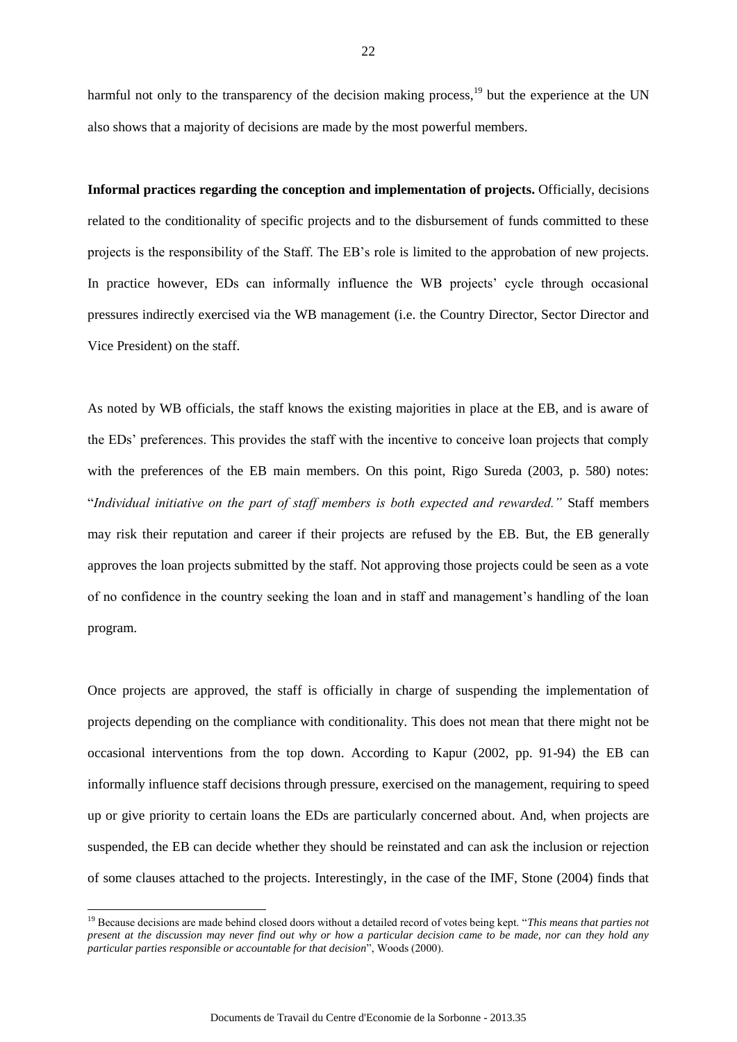harmful not only to the transparency of the decision making process,[19] but the experience at the UN also shows that a majority of decisions are made by the most powerful members.

**Informal practices regarding the conception and implementation of projects.** Officially, decisions related to the conditionality of specific projects and to the disbursement of funds committed to these projects is the responsibility of the Staff. The EB's role is limited to the approbation of new projects. In practice however, EDs can informally influence the WB projects' cycle through occasional pressures indirectly exercised via the WB management (i.e. the Country Director, Sector Director and Vice President) on the staff.

As noted by WB officials, the staff knows the existing majorities in place at the EB, and is aware of the EDs' preferences. This provides the staff with the incentive to conceive loan projects that comply with the preferences of the EB main members. On this point, Rigo Sureda (2003, p. 580) notes: "*Individual initiative on the part of staff members is both expected and rewarded."* Staff members may risk their reputation and career if their projects are refused by the EB. But, the EB generally approves the loan projects submitted by the staff. Not approving those projects could be seen as a vote of no confidence in the country seeking the loan and in staff and management's handling of the loan program.

Once projects are approved, the staff is officially in charge of suspending the implementation of projects depending on the compliance with conditionality. This does not mean that there might not be occasional interventions from the top down. According to Kapur (2002, pp. 91-94) the EB can informally influence staff decisions through pressure, exercised on the management, requiring to speed up or give priority to certain loans the EDs are particularly concerned about. And, when projects are suspended, the EB can decide whether they should be reinstated and can ask the inclusion or rejection of some clauses attached to the projects. Interestingly, in the case of the IMF, Stone (2004) finds that

---

[19] Because decisions are made behind closed doors without a detailed record of votes being kept. "*This means that parties not present at the discussion may never find out why or how a particular decision came to be made, nor can they hold any particular parties responsible or accountable for that decision*", Woods (2000).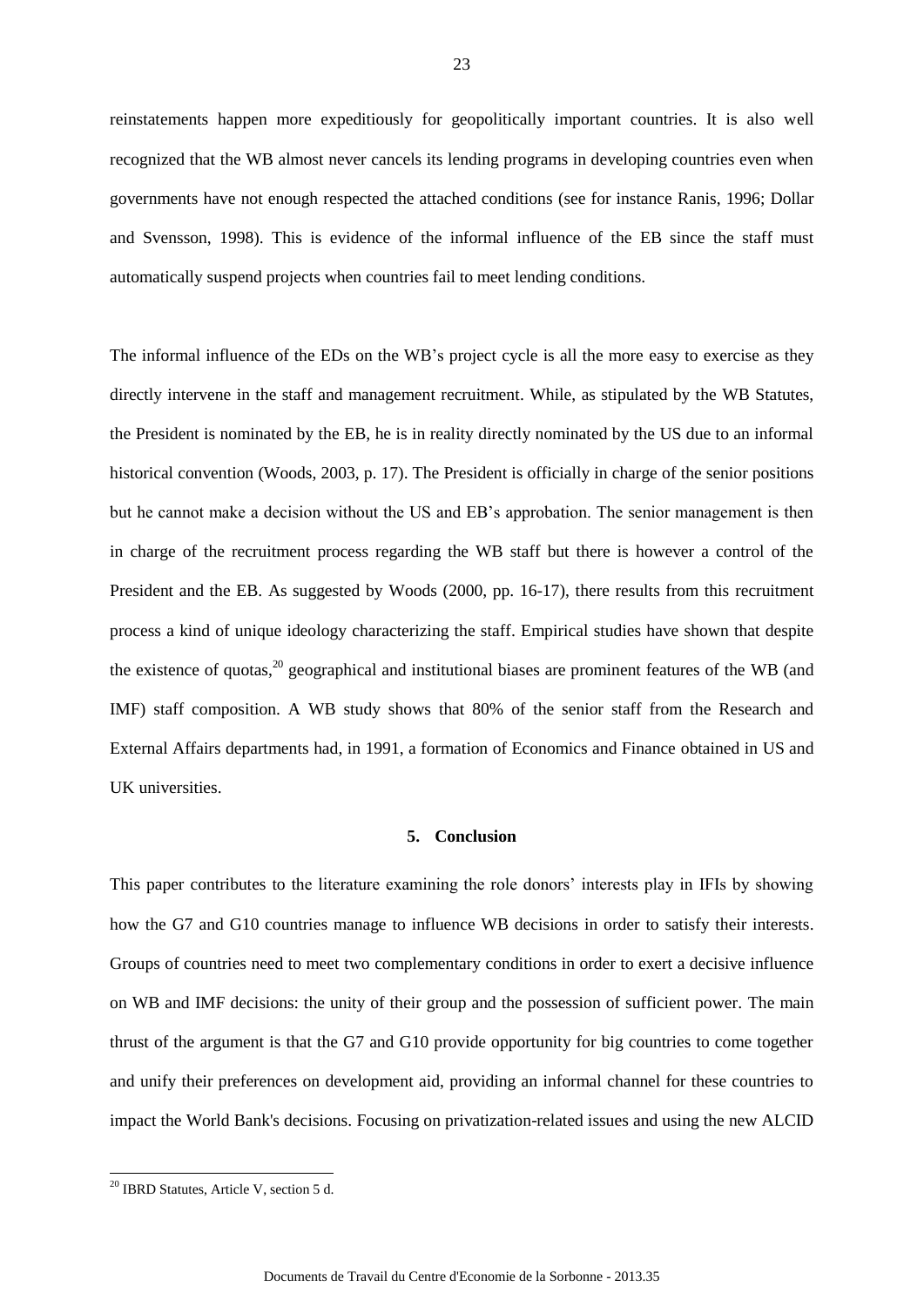reinstatements happen more expeditiously for geopolitically important countries. It is also well recognized that the WB almost never cancels its lending programs in developing countries even when governments have not enough respected the attached conditions (see for instance Ranis, 1996; Dollar and Svensson, 1998). This is evidence of the informal influence of the EB since the staff must automatically suspend projects when countries fail to meet lending conditions.

The informal influence of the EDs on the WB's project cycle is all the more easy to exercise as they directly intervene in the staff and management recruitment. While, as stipulated by the WB Statutes, the President is nominated by the EB, he is in reality directly nominated by the US due to an informal historical convention (Woods, 2003, p. 17). The President is officially in charge of the senior positions but he cannot make a decision without the US and EB's approbation. The senior management is then in charge of the recruitment process regarding the WB staff but there is however a control of the President and the EB. As suggested by Woods (2000, pp. 16-17), there results from this recruitment process a kind of unique ideology characterizing the staff. Empirical studies have shown that despite the existence of quotas,[20] geographical and institutional biases are prominent features of the WB (and IMF) staff composition. A WB study shows that 80% of the senior staff from the Research and External Affairs departments had, in 1991, a formation of Economics and Finance obtained in US and UK universities.

## 5. Conclusion

This paper contributes to the literature examining the role donors' interests play in IFIs by showing how the G7 and G10 countries manage to influence WB decisions in order to satisfy their interests. Groups of countries need to meet two complementary conditions in order to exert a decisive influence on WB and IMF decisions: the unity of their group and the possession of sufficient power. The main thrust of the argument is that the G7 and G10 provide opportunity for big countries to come together and unify their preferences on development aid, providing an informal channel for these countries to impact the World Bank's decisions. Focusing on privatization-related issues and using the new ALCID

[20] IBRD Statutes, Article V, section 5 d.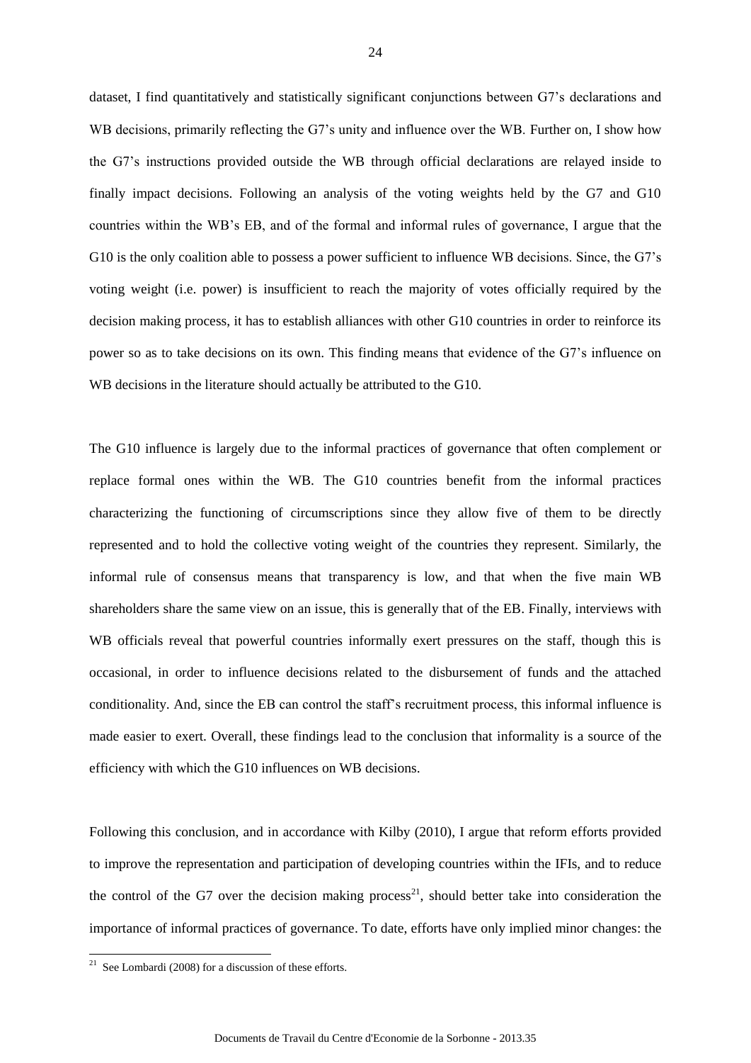dataset, I find quantitatively and statistically significant conjunctions between G7's declarations and WB decisions, primarily reflecting the G7's unity and influence over the WB. Further on, I show how the G7's instructions provided outside the WB through official declarations are relayed inside to finally impact decisions. Following an analysis of the voting weights held by the G7 and G10 countries within the WB's EB, and of the formal and informal rules of governance, I argue that the G10 is the only coalition able to possess a power sufficient to influence WB decisions. Since, the G7's voting weight (i.e. power) is insufficient to reach the majority of votes officially required by the decision making process, it has to establish alliances with other G10 countries in order to reinforce its power so as to take decisions on its own. This finding means that evidence of the G7's influence on WB decisions in the literature should actually be attributed to the G10.

The G10 influence is largely due to the informal practices of governance that often complement or replace formal ones within the WB. The G10 countries benefit from the informal practices characterizing the functioning of circumscriptions since they allow five of them to be directly represented and to hold the collective voting weight of the countries they represent. Similarly, the informal rule of consensus means that transparency is low, and that when the five main WB shareholders share the same view on an issue, this is generally that of the EB. Finally, interviews with WB officials reveal that powerful countries informally exert pressures on the staff, though this is occasional, in order to influence decisions related to the disbursement of funds and the attached conditionality. And, since the EB can control the staff's recruitment process, this informal influence is made easier to exert. Overall, these findings lead to the conclusion that informality is a source of the efficiency with which the G10 influences on WB decisions.

Following this conclusion, and in accordance with Kilby (2010), I argue that reform efforts provided to improve the representation and participation of developing countries within the IFIs, and to reduce the control of the G7 over the decision making process[21], should better take into consideration the importance of informal practices of governance. To date, efforts have only implied minor changes: the

[21] See Lombardi (2008) for a discussion of these efforts.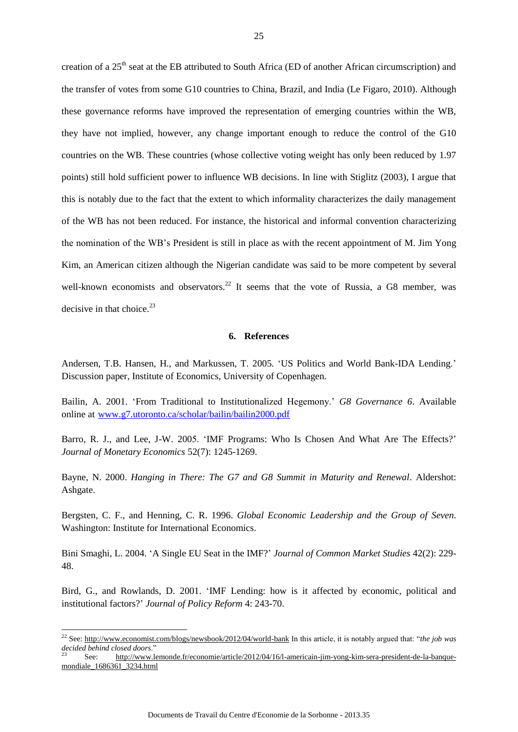creation of a 25th seat at the EB attributed to South Africa (ED of another African circumscription) and the transfer of votes from some G10 countries to China, Brazil, and India (Le Figaro, 2010). Although these governance reforms have improved the representation of emerging countries within the WB, they have not implied, however, any change important enough to reduce the control of the G10 countries on the WB. These countries (whose collective voting weight has only been reduced by 1.97 points) still hold sufficient power to influence WB decisions. In line with Stiglitz (2003), I argue that this is notably due to the fact that the extent to which informality characterizes the daily management of the WB has not been reduced. For instance, the historical and informal convention characterizing the nomination of the WB's President is still in place as with the recent appointment of M. Jim Yong Kim, an American citizen although the Nigerian candidate was said to be more competent by several well-known economists and observators.[22] It seems that the vote of Russia, a G8 member, was decisive in that choice.[23]

## 6. References

Andersen, T.B. Hansen, H., and Markussen, T. 2005. 'US Politics and World Bank-IDA Lending.' Discussion paper, Institute of Economics, University of Copenhagen.

Bailin, A. 2001. 'From Traditional to Institutionalized Hegemony.' *G8 Governance 6*. Available online at www.g7.utoronto.ca/scholar/bailin/bailin2000.pdf

Barro, R. J., and Lee, J-W. 2005. 'IMF Programs: Who Is Chosen And What Are The Effects?' *Journal of Monetary Economics* 52(7): 1245-1269.

Bayne, N. 2000. *Hanging in There: The G7 and G8 Summit in Maturity and Renewal*. Aldershot: Ashgate.

Bergsten, C. F., and Henning, C. R. 1996. *Global Economic Leadership and the Group of Seven*. Washington: Institute for International Economics.

Bini Smaghi, L. 2004. 'A Single EU Seat in the IMF?' *Journal of Common Market Studies* 42(2): 229-48.

Bird, G., and Rowlands, D. 2001. 'IMF Lending: how is it affected by economic, political and institutional factors?' *Journal of Policy Reform* 4: 243-70.

---

[22] See: http://www.economist.com/blogs/newsbook/2012/04/world-bank In this article, it is notably argued that: "*the job was decided behind closed doors*."

[23] See: http://www.lemonde.fr/economie/article/2012/04/16/l-americain-jim-yong-kim-sera-president-de-la-banque-mondiale_1686361_3234.html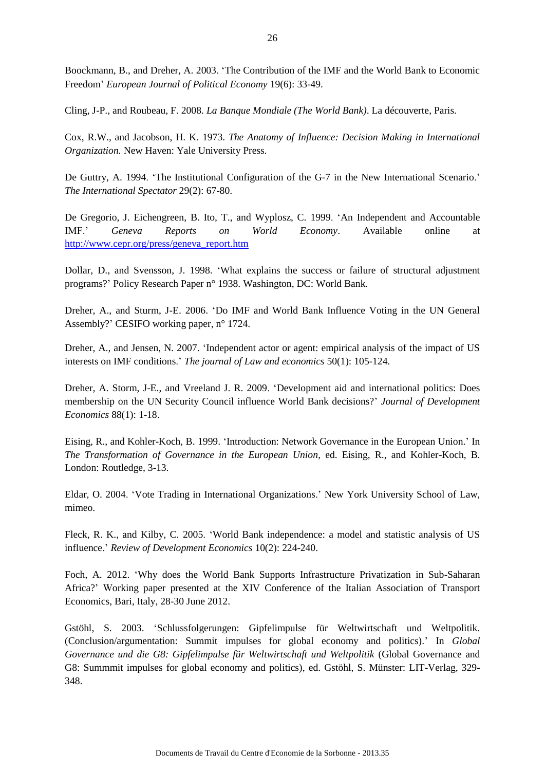Boockmann, B., and Dreher, A. 2003. 'The Contribution of the IMF and the World Bank to Economic Freedom' *European Journal of Political Economy* 19(6): 33-49.

Cling, J-P., and Roubeau, F. 2008. *La Banque Mondiale (The World Bank)*. La découverte, Paris.

Cox, R.W., and Jacobson, H. K. 1973. *The Anatomy of Influence: Decision Making in International Organization.* New Haven: Yale University Press.

De Guttry, A. 1994. 'The Institutional Configuration of the G-7 in the New International Scenario.' *The International Spectator* 29(2): 67-80.

De Gregorio, J. Eichengreen, B. Ito, T., and Wyplosz, C. 1999. 'An Independent and Accountable IMF.' *Geneva Reports on World Economy*. Available online at http://www.cepr.org/press/geneva_report.htm

Dollar, D., and Svensson, J. 1998. 'What explains the success or failure of structural adjustment programs?' Policy Research Paper n° 1938. Washington, DC: World Bank.

Dreher, A., and Sturm, J-E. 2006. 'Do IMF and World Bank Influence Voting in the UN General Assembly?' CESIFO working paper, n° 1724.

Dreher, A., and Jensen, N. 2007. 'Independent actor or agent: empirical analysis of the impact of US interests on IMF conditions.' *The journal of Law and economics* 50(1): 105-124.

Dreher, A. Storm, J-E., and Vreeland J. R. 2009. 'Development aid and international politics: Does membership on the UN Security Council influence World Bank decisions?' *Journal of Development Economics* 88(1): 1-18.

Eising, R., and Kohler-Koch, B. 1999. 'Introduction: Network Governance in the European Union.' In *The Transformation of Governance in the European Union*, ed. Eising, R., and Kohler-Koch, B. London: Routledge, 3-13.

Eldar, O. 2004. 'Vote Trading in International Organizations.' New York University School of Law, mimeo.

Fleck, R. K., and Kilby, C. 2005. 'World Bank independence: a model and statistic analysis of US influence.' *Review of Development Economics* 10(2): 224-240.

Foch, A. 2012. 'Why does the World Bank Supports Infrastructure Privatization in Sub-Saharan Africa?' Working paper presented at the XIV Conference of the Italian Association of Transport Economics, Bari, Italy, 28-30 June 2012.

Gstöhl, S. 2003. 'Schlussfolgerungen: Gipfelimpulse für Weltwirtschaft und Weltpolitik. (Conclusion/argumentation: Summit impulses for global economy and politics).' In *Global Governance und die G8: Gipfelimpulse für Weltwirtschaft und Weltpolitik* (Global Governance and G8: Summmit impulses for global economy and politics), ed. Gstöhl, S. Münster: LIT-Verlag, 329-348.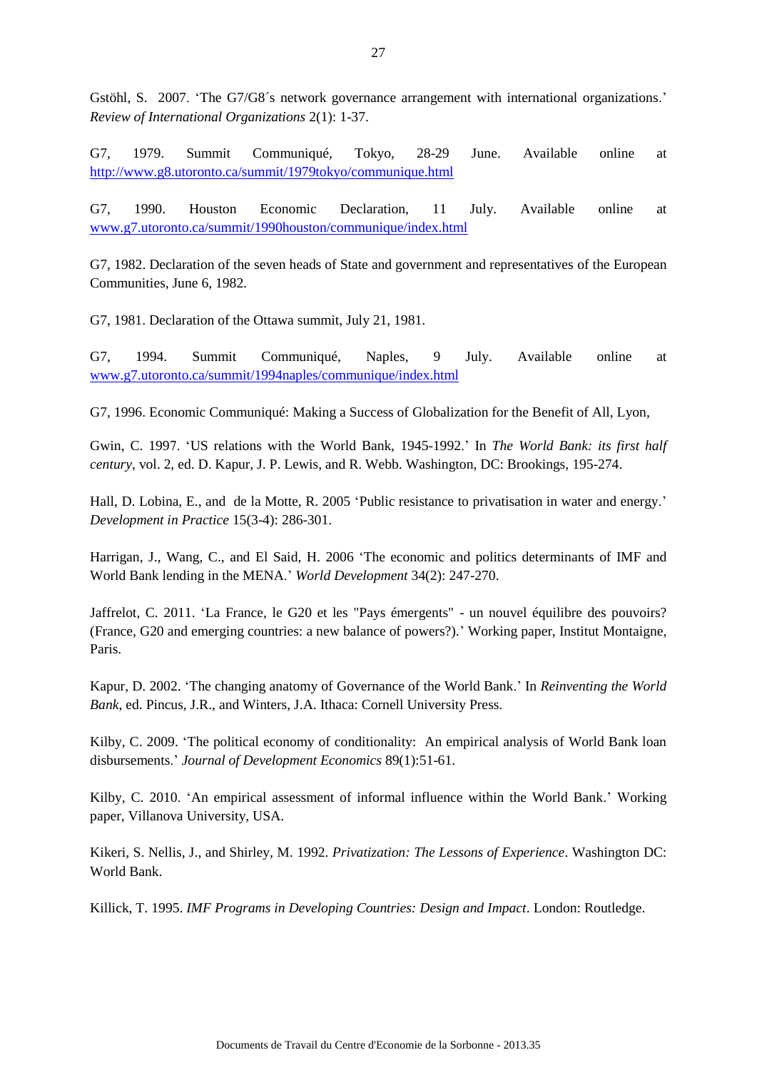Gstöhl, S. 2007. 'The G7/G8´s network governance arrangement with international organizations.' *Review of International Organizations* 2(1): 1-37.

G7, 1979. Summit Communiqué, Tokyo, 28-29 June. Available online at http://www.g8.utoronto.ca/summit/1979tokyo/communique.html

G7, 1990. Houston Economic Declaration, 11 July. Available online at www.g7.utoronto.ca/summit/1990houston/communique/index.html

G7, 1982. Declaration of the seven heads of State and government and representatives of the European Communities, June 6, 1982.

G7, 1981. Declaration of the Ottawa summit, July 21, 1981.

G7, 1994. Summit Communiqué, Naples, 9 July. Available online at www.g7.utoronto.ca/summit/1994naples/communique/index.html

G7, 1996. Economic Communiqué: Making a Success of Globalization for the Benefit of All, Lyon,

Gwin, C. 1997. 'US relations with the World Bank, 1945-1992.' In *The World Bank: its first half century*, vol. 2, ed. D. Kapur, J. P. Lewis, and R. Webb. Washington, DC: Brookings, 195-274.

Hall, D. Lobina, E., and de la Motte, R. 2005 'Public resistance to privatisation in water and energy.' *Development in Practice* 15(3-4): 286-301.

Harrigan, J., Wang, C., and El Said, H. 2006 'The economic and politics determinants of IMF and World Bank lending in the MENA.' *World Development* 34(2): 247-270.

Jaffrelot, C. 2011. 'La France, le G20 et les "Pays émergents" - un nouvel équilibre des pouvoirs? (France, G20 and emerging countries: a new balance of powers?).' Working paper, Institut Montaigne, Paris.

Kapur, D. 2002. 'The changing anatomy of Governance of the World Bank.' In *Reinventing the World Bank*, ed. Pincus, J.R., and Winters, J.A. Ithaca: Cornell University Press.

Kilby, C. 2009. 'The political economy of conditionality: An empirical analysis of World Bank loan disbursements.' *Journal of Development Economics* 89(1):51-61.

Kilby, C. 2010. 'An empirical assessment of informal influence within the World Bank.' Working paper, Villanova University, USA.

Kikeri, S. Nellis, J., and Shirley, M. 1992. *Privatization: The Lessons of Experience*. Washington DC: World Bank.

Killick, T. 1995. *IMF Programs in Developing Countries: Design and Impact*. London: Routledge.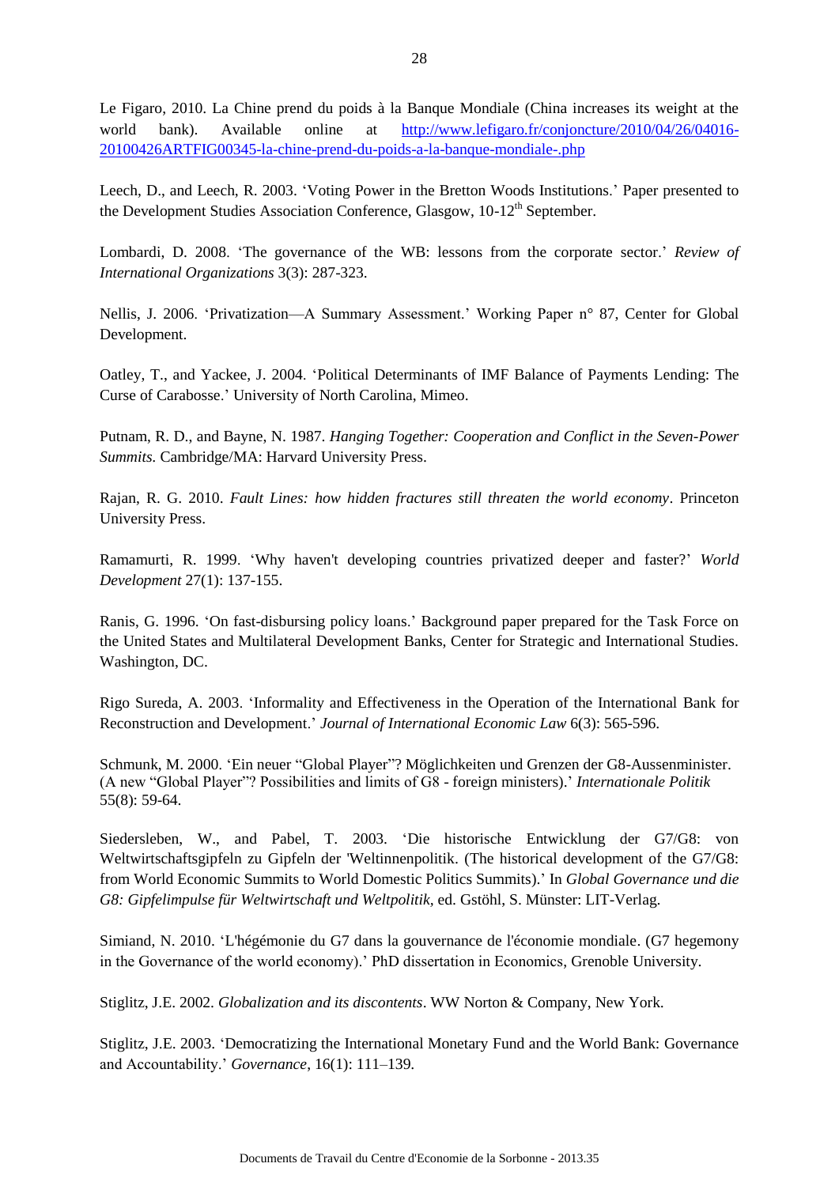Le Figaro, 2010. La Chine prend du poids à la Banque Mondiale (China increases its weight at the world bank). Available online at http://www.lefigaro.fr/conjoncture/2010/04/26/04016-20100426ARTFIG00345-la-chine-prend-du-poids-a-la-banque-mondiale-.php

Leech, D., and Leech, R. 2003. 'Voting Power in the Bretton Woods Institutions.' Paper presented to the Development Studies Association Conference, Glasgow, 10-12th September.

Lombardi, D. 2008. 'The governance of the WB: lessons from the corporate sector.' *Review of International Organizations* 3(3): 287-323.

Nellis, J. 2006. 'Privatization—A Summary Assessment.' Working Paper n° 87, Center for Global Development.

Oatley, T., and Yackee, J. 2004. 'Political Determinants of IMF Balance of Payments Lending: The Curse of Carabosse.' University of North Carolina, Mimeo.

Putnam, R. D., and Bayne, N. 1987. *Hanging Together: Cooperation and Conflict in the Seven-Power Summits.* Cambridge/MA: Harvard University Press.

Rajan, R. G. 2010. *Fault Lines: how hidden fractures still threaten the world economy*. Princeton University Press.

Ramamurti, R. 1999. 'Why haven't developing countries privatized deeper and faster?' *World Development* 27(1): 137-155.

Ranis, G. 1996. 'On fast-disbursing policy loans.' Background paper prepared for the Task Force on the United States and Multilateral Development Banks, Center for Strategic and International Studies. Washington, DC.

Rigo Sureda, A. 2003. 'Informality and Effectiveness in the Operation of the International Bank for Reconstruction and Development.' *Journal of International Economic Law* 6(3): 565-596.

Schmunk, M. 2000. 'Ein neuer "Global Player"? Möglichkeiten und Grenzen der G8-Aussenminister. (A new "Global Player"? Possibilities and limits of G8 - foreign ministers).' *Internationale Politik* 55(8): 59-64.

Siedersleben, W., and Pabel, T. 2003. 'Die historische Entwicklung der G7/G8: von Weltwirtschaftsgipfeln zu Gipfeln der 'Weltinnenpolitik. (The historical development of the G7/G8: from World Economic Summits to World Domestic Politics Summits).' In *Global Governance und die G8: Gipfelimpulse für Weltwirtschaft und Weltpolitik*, ed. Gstöhl, S. Münster: LIT-Verlag.

Simiand, N. 2010. 'L'hégémonie du G7 dans la gouvernance de l'économie mondiale. (G7 hegemony in the Governance of the world economy).' PhD dissertation in Economics, Grenoble University.

Stiglitz, J.E. 2002. *Globalization and its discontents*. WW Norton & Company, New York.

Stiglitz, J.E. 2003. 'Democratizing the International Monetary Fund and the World Bank: Governance and Accountability.' *Governance*, 16(1): 111–139.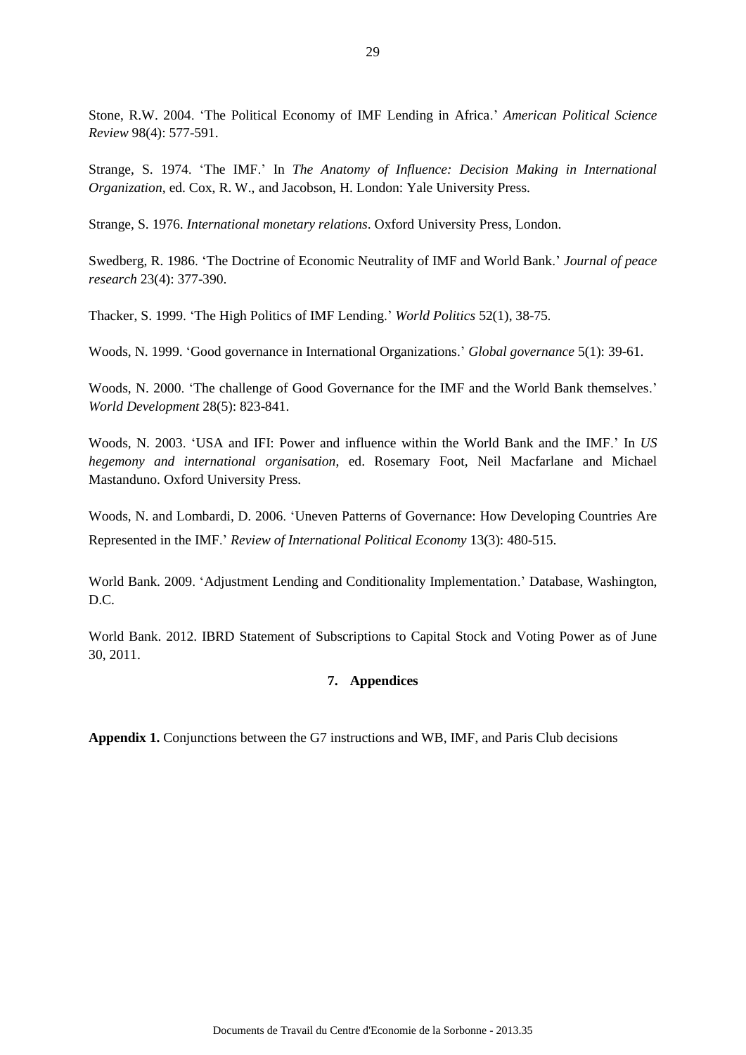Stone, R.W. 2004. 'The Political Economy of IMF Lending in Africa.' *American Political Science Review* 98(4): 577-591.

Strange, S. 1974. 'The IMF.' In *The Anatomy of Influence: Decision Making in International Organization*, ed. Cox, R. W., and Jacobson, H. London: Yale University Press.

Strange, S. 1976. *International monetary relations*. Oxford University Press, London.

Swedberg, R. 1986. 'The Doctrine of Economic Neutrality of IMF and World Bank.' *Journal of peace research* 23(4): 377-390.

Thacker, S. 1999. 'The High Politics of IMF Lending.' *World Politics* 52(1), 38-75.

Woods, N. 1999. 'Good governance in International Organizations.' *Global governance* 5(1): 39-61.

Woods, N. 2000. 'The challenge of Good Governance for the IMF and the World Bank themselves.' *World Development* 28(5): 823-841.

Woods, N. 2003. 'USA and IFI: Power and influence within the World Bank and the IMF.' In *US hegemony and international organisation*, ed. Rosemary Foot, Neil Macfarlane and Michael Mastanduno. Oxford University Press.

Woods, N. and Lombardi, D. 2006. 'Uneven Patterns of Governance: How Developing Countries Are Represented in the IMF.' *Review of International Political Economy* 13(3): 480-515.

World Bank. 2009. 'Adjustment Lending and Conditionality Implementation.' Database, Washington, D.C.

World Bank. 2012. IBRD Statement of Subscriptions to Capital Stock and Voting Power as of June 30, 2011.

## 7. Appendices

**Appendix 1.** Conjunctions between the G7 instructions and WB, IMF, and Paris Club decisions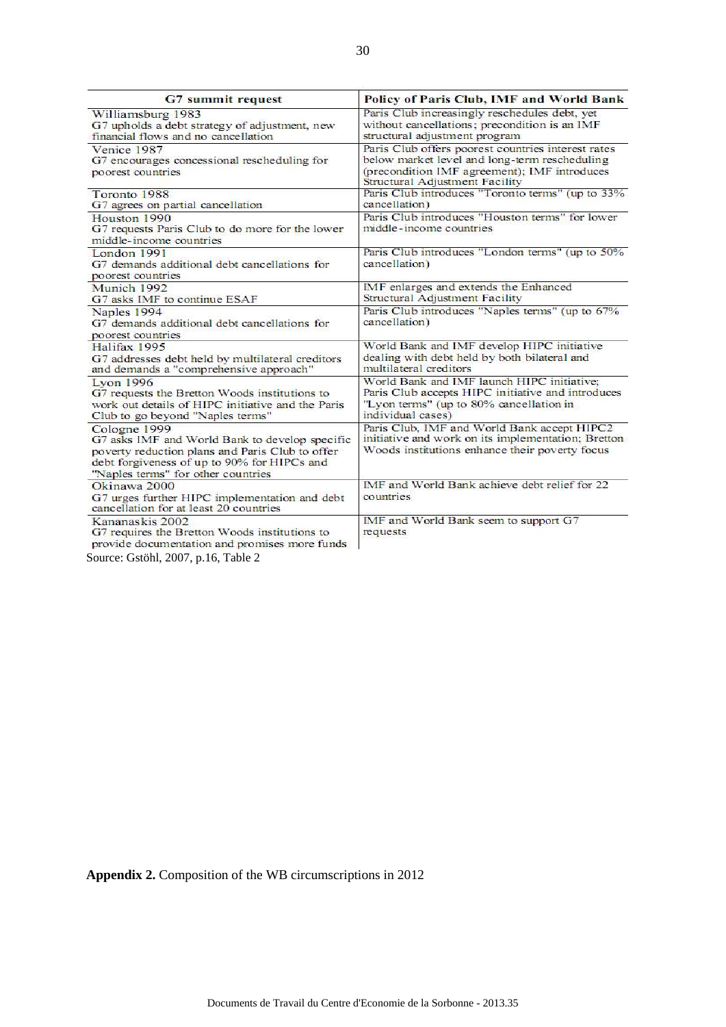| G7 summit request | Policy of Paris Club, IMF and World Bank |
|---|---|
| Williamsburg 1983<br>G7 upholds a debt strategy of adjustment, new financial flows and no cancellation | Paris Club increasingly reschedules debt, yet without cancellations; precondition is an IMF structural adjustment program |
| Venice 1987<br>G7 encourages concessional rescheduling for poorest countries | Paris Club offers poorest countries interest rates below market level and long-term rescheduling (precondition IMF agreement); IMF introduces Structural Adjustment Facility |
| Toronto 1988<br>G7 agrees on partial cancellation | Paris Club introduces "Toronto terms" (up to 33% cancellation) |
| Houston 1990<br>G7 requests Paris Club to do more for the lower middle-income countries | Paris Club introduces "Houston terms" for lower middle-income countries |
| London 1991<br>G7 demands additional debt cancellations for poorest countries | Paris Club introduces "London terms" (up to 50% cancellation) |
| Munich 1992<br>G7 asks IMF to continue ESAF | IMF enlarges and extends the Enhanced Structural Adjustment Facility |
| Naples 1994<br>G7 demands additional debt cancellations for poorest countries | Paris Club introduces "Naples terms" (up to 67% cancellation) |
| Halifax 1995<br>G7 addresses debt held by multilateral creditors and demands a "comprehensive approach" | World Bank and IMF develop HIPC initiative dealing with debt held by both bilateral and multilateral creditors |
| Lyon 1996<br>G7 requests the Bretton Woods institutions to work out details of HIPC initiative and the Paris Club to go beyond "Naples terms" | World Bank and IMF launch HIPC initiative; Paris Club accepts HIPC initiative and introduces "Lyon terms" (up to 80% cancellation in individual cases) |
| Cologne 1999<br>G7 asks IMF and World Bank to develop specific poverty reduction plans and Paris Club to offer debt forgiveness of up to 90% for HIPCs and "Naples terms" for other countries | Paris Club, IMF and World Bank accept HIPC2 initiative and work on its implementation; Bretton Woods institutions enhance their poverty focus |
| Okinawa 2000<br>G7 urges further HIPC implementation and debt cancellation for at least 20 countries | IMF and World Bank achieve debt relief for 22 countries |
| Kananaskis 2002<br>G7 requires the Bretton Woods institutions to provide documentation and promises more funds | IMF and World Bank seem to support G7 requests |

Source: Gstöhl, 2007, p.16, Table 2

**Appendix 2.** Composition of the WB circumscriptions in 2012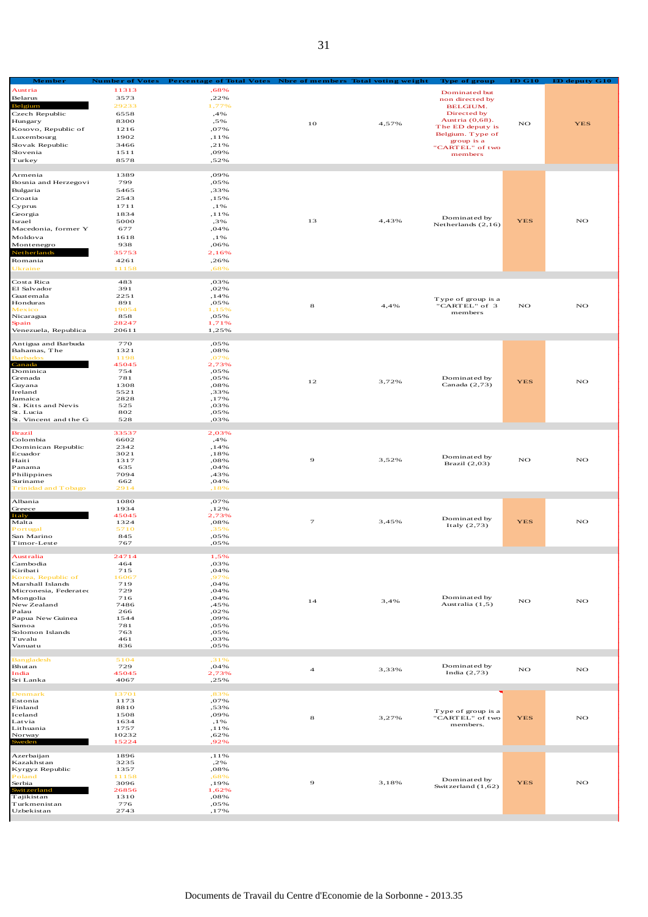| Member | Number of Votes | Percentage of Total Votes | Nbre of members | Total voting weight | Type of group | ED G10 | ED deputy G10 |
|---|---|---|---|---|---|---|---|
| Austria | 11313 | ,68% | 10 | 4,57% | Dominated but non directed by BELGIUM. Directed by Austria (0,68). The ED deputy is Belgium. Type of group is a "CARTEL" of two members | NO | YES |
| Belarus | 3573 | ,22% | | | | | |
| Belgium | 29233 | 1,77% | | | | | |
| Czech Republic | 6558 | ,4% | | | | | |
| Hungary | 8300 | ,5% | | | | | |
| Kosovo, Republic of | 1216 | ,07% | | | | | |
| Luxembourg | 1902 | ,11% | | | | | |
| Slovak Republic | 3466 | ,21% | | | | | |
| Slovenia | 1511 | ,09% | | | | | |
| Turkey | 8578 | ,52% | | | | | |
| Armenia | 1389 | ,09% | 13 | 4,43% | Dominated by Netherlands (2,16) | YES | NO |
| Bosnia and Herzegovi | 799 | ,05% | | | | | |
| Bulgaria | 5465 | ,33% | | | | | |
| Croatia | 2543 | ,15% | | | | | |
| Cyprus | 1711 | ,1% | | | | | |
| Georgia | 1834 | ,11% | | | | | |
| Israel | 5000 | ,3% | | | | | |
| Macedonia, former Y | 677 | ,04% | | | | | |
| Moldova | 1618 | ,1% | | | | | |
| Montenegro | 938 | ,06% | | | | | |
| Netherlands | 35753 | 2,16% | | | | | |
| Romania | 4261 | ,26% | | | | | |
| Ukraine | 11158 | ,68% | | | | | |
| Costa Rica | 483 | ,03% | 8 | 4,4% | Type of group is a "CARTEL" of 3 members | NO | NO |
| El Salvador | 391 | ,02% | | | | | |
| Guatemala | 2251 | ,14% | | | | | |
| Honduras | 891 | ,05% | | | | | |
| Mexico | 19054 | 1,15% | | | | | |
| Nicaragua | 858 | ,05% | | | | | |
| Spain | 28247 | 1,71% | | | | | |
| Venezuela, Republica | 20611 | 1,25% | | | | | |
| Antigua and Barbuda | 770 | ,05% | 12 | 3,72% | Dominated by Canada (2,73) | YES | NO |
| Bahamas, The | 1321 | ,08% | | | | | |
| Barbados | 1198 | ,07% | | | | | |
| Canada | 45045 | 2,73% | | | | | |
| Dominica | 754 | ,05% | | | | | |
| Grenada | 781 | ,05% | | | | | |
| Guyana | 1308 | ,08% | | | | | |
| Ireland | 5521 | ,33% | | | | | |
| Jamaica | 2828 | ,17% | | | | | |
| St. Kitts and Nevis | 525 | ,03% | | | | | |
| St. Lucia | 802 | ,05% | | | | | |
| St. Vincent and the G | 528 | ,03% | | | | | |
| Brazil | 33537 | 2,03% | 9 | 3,52% | Dominated by Brazil (2,03) | NO | NO |
| Colombia | 6602 | ,4% | | | | | |
| Dominican Republic | 2342 | ,14% | | | | | |
| Ecuador | 3021 | ,18% | | | | | |
| Haiti | 1317 | ,08% | | | | | |
| Panama | 635 | ,04% | | | | | |
| Philippines | 7094 | ,43% | | | | | |
| Suriname | 662 | ,04% | | | | | |
| Trinidad and Tobago | 2914 | ,18% | | | | | |
| Albania | 1080 | ,07% | 7 | 3,45% | Dominated by Italy (2,73) | YES | NO |
| Greece | 1934 | ,12% | | | | | |
| Italy | 45045 | 2,73% | | | | | |
| Malta | 1324 | ,08% | | | | | |
| Portugal | 5710 | ,35% | | | | | |
| San Marino | 845 | ,05% | | | | | |
| Timor-Leste | 767 | ,05% | | | | | |
| Australia | 24714 | 1,5% | 14 | 3,4% | Dominated by Australia (1,5) | NO | NO |
| Cambodia | 464 | ,03% | | | | | |
| Kiribati | 715 | ,04% | | | | | |
| Korea, Republic of | 16067 | ,97% | | | | | |
| Marshall Islands | 719 | ,04% | | | | | |
| Micronesia, Federated | 729 | ,04% | | | | | |
| Mongolia | 716 | ,04% | | | | | |
| New Zealand | 7486 | ,45% | | | | | |
| Palau | 266 | ,02% | | | | | |
| Papua New Guinea | 1544 | ,09% | | | | | |
| Samoa | 781 | ,05% | | | | | |
| Solomon Islands | 763 | ,05% | | | | | |
| Tuvalu | 461 | ,03% | | | | | |
| Vanuatu | 836 | ,05% | | | | | |
| Bangladesh | 5104 | ,31% | 4 | 3,33% | Dominated by India (2,73) | NO | NO |
| Bhutan | 729 | ,04% | | | | | |
| India | 45045 | 2,73% | | | | | |
| Sri Lanka | 4067 | ,25% | | | | | |
| Denmark | 13701 | ,83% | 8 | 3,27% | Type of group is a "CARTEL" of two members. | YES | NO |
| Estonia | 1173 | ,07% | | | | | |
| Finland | 8810 | ,53% | | | | | |
| Iceland | 1508 | ,09% | | | | | |
| Latvia | 1634 | ,1% | | | | | |
| Lithuania | 1757 | ,11% | | | | | |
| Norway | 10232 | ,62% | | | | | |
| Sweden | 15224 | ,92% | | | | | |
| Azerbaijan | 1896 | ,11% | 9 | 3,18% | Dominated by Switzerland (1,62) | YES | NO |
| Kazakhstan | 3235 | ,2% | | | | | |
| Kyrgyz Republic | 1357 | ,08% | | | | | |
| Poland | 11158 | ,68% | | | | | |
| Serbia | 3096 | ,19% | | | | | |
| Switzerland | 26856 | 1,62% | | | | | |
| Tajikistan | 1310 | ,08% | | | | | |
| Turkmenistan | 776 | ,05% | | | | | |
| Uzbekistan | 2743 | ,17% | | | | | |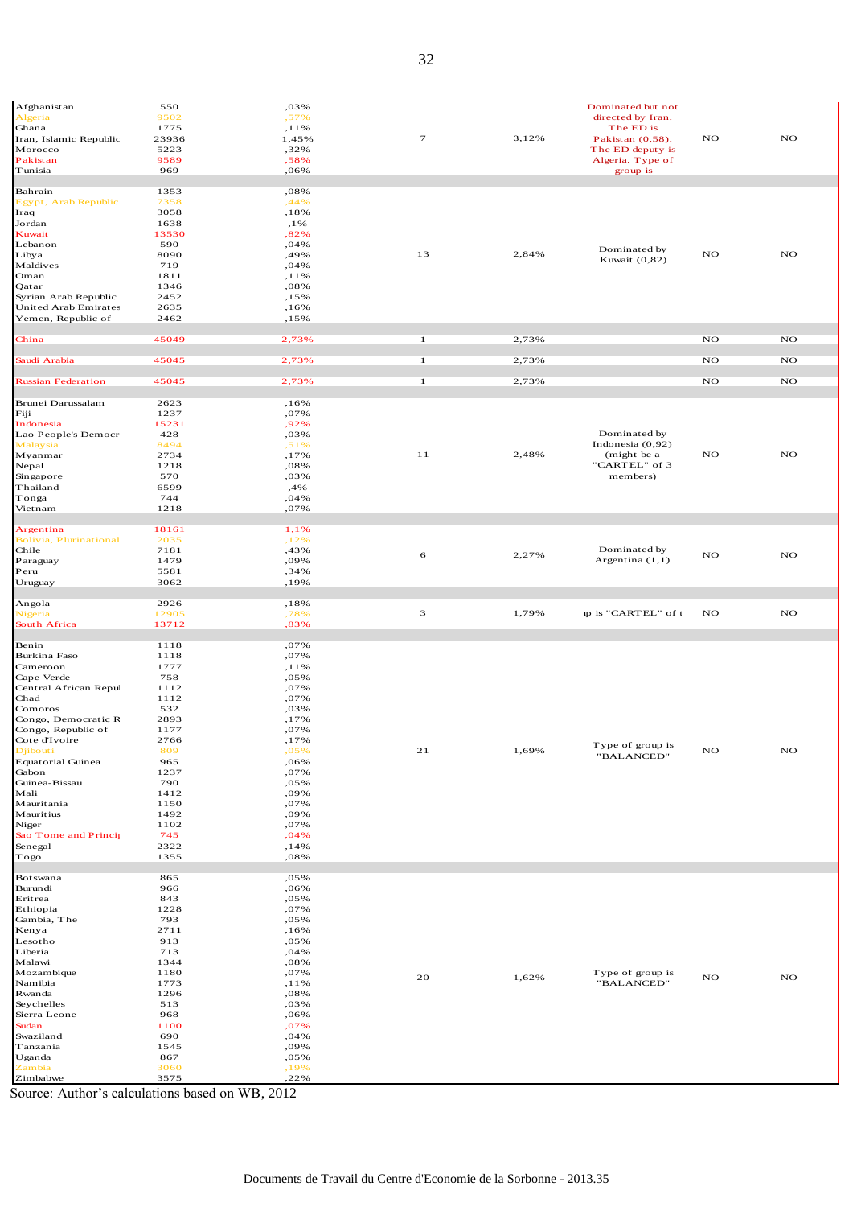| | | | | | | | |
|---|---|---|---|---|---|---|---|
| Afghanistan | 550 | ,03% | 7 | 3,12% | Dominated but not directed by Iran. The ED is Pakistan (0,58). The ED deputy is Algeria. Type of group is | NO | NO |
| Algeria | 9502 | ,57% | | | | | |
| Ghana | 1775 | ,11% | | | | | |
| Iran, Islamic Republic | 23936 | 1,45% | | | | | |
| Morocco | 5223 | ,32% | | | | | |
| Pakistan | 9589 | ,58% | | | | | |
| Tunisia | 969 | ,06% | | | | | |
| Bahrain | 1353 | ,08% | 13 | 2,84% | Dominated by Kuwait (0,82) | NO | NO |
| Egypt, Arab Republic | 7358 | ,44% | | | | | |
| Iraq | 3058 | ,18% | | | | | |
| Jordan | 1638 | ,1% | | | | | |
| Kuwait | 13530 | ,82% | | | | | |
| Lebanon | 590 | ,04% | | | | | |
| Libya | 8090 | ,49% | | | | | |
| Maldives | 719 | ,04% | | | | | |
| Oman | 1811 | ,11% | | | | | |
| Qatar | 1346 | ,08% | | | | | |
| Syrian Arab Republic | 2452 | ,15% | | | | | |
| United Arab Emirates | 2635 | ,16% | | | | | |
| Yemen, Republic of | 2462 | ,15% | | | | | |
| China | 45049 | 2,73% | 1 | 2,73% | | NO | NO |
| Saudi Arabia | 45045 | 2,73% | 1 | 2,73% | | NO | NO |
| Russian Federation | 45045 | 2,73% | 1 | 2,73% | | NO | NO |
| Brunei Darussalam | 2623 | ,16% | 11 | 2,48% | Dominated by Indonesia (0,92) (might be a "CARTEL" of 3 members) | NO | NO |
| Fiji | 1237 | ,07% | | | | | |
| Indonesia | 15231 | ,92% | | | | | |
| Lao People's Democr | 428 | ,03% | | | | | |
| Malaysia | 8494 | ,51% | | | | | |
| Myanmar | 2734 | ,17% | | | | | |
| Nepal | 1218 | ,08% | | | | | |
| Singapore | 570 | ,03% | | | | | |
| Thailand | 6599 | ,4% | | | | | |
| Tonga | 744 | ,04% | | | | | |
| Vietnam | 1218 | ,07% | | | | | |
| Argentina | 18161 | 1,1% | 6 | 2,27% | Dominated by Argentina (1,1) | NO | NO |
| Bolivia, Plurinational | 2035 | ,12% | | | | | |
| Chile | 7181 | ,43% | | | | | |
| Paraguay | 1479 | ,09% | | | | | |
| Peru | 5581 | ,34% | | | | | |
| Uruguay | 3062 | ,19% | | | | | |
| Angola | 2926 | ,18% | 3 | 1,79% | ıp is "CARTEL" of ı | NO | NO |
| Nigeria | 12905 | ,78% | | | | | |
| South Africa | 13712 | ,83% | | | | | |
| Benin | 1118 | ,07% | 21 | 1,69% | Type of group is "BALANCED" | NO | NO |
| Burkina Faso | 1118 | ,07% | | | | | |
| Cameroon | 1777 | ,11% | | | | | |
| Cape Verde | 758 | ,05% | | | | | |
| Central African Repul | 1112 | ,07% | | | | | |
| Chad | 1112 | ,07% | | | | | |
| Comoros | 532 | ,03% | | | | | |
| Congo, Democratic R | 2893 | ,17% | | | | | |
| Congo, Republic of | 1177 | ,07% | | | | | |
| Cote d'Ivoire | 2766 | ,17% | | | | | |
| Djibouti | 809 | ,05% | | | | | |
| Equatorial Guinea | 965 | ,06% | | | | | |
| Gabon | 1237 | ,07% | | | | | |
| Guinea-Bissau | 790 | ,05% | | | | | |
| Mali | 1412 | ,09% | | | | | |
| Mauritania | 1150 | ,07% | | | | | |
| Mauritius | 1492 | ,09% | | | | | |
| Niger | 1102 | ,07% | | | | | |
| Sao Tome and Princiı | 745 | ,04% | | | | | |
| Senegal | 2322 | ,14% | | | | | |
| Togo | 1355 | ,08% | | | | | |
| Botswana | 865 | ,05% | 20 | 1,62% | Type of group is "BALANCED" | NO | NO |
| Burundi | 966 | ,06% | | | | | |
| Eritrea | 843 | ,05% | | | | | |
| Ethiopia | 1228 | ,07% | | | | | |
| Gambia, The | 793 | ,05% | | | | | |
| Kenya | 2711 | ,16% | | | | | |
| Lesotho | 913 | ,05% | | | | | |
| Liberia | 713 | ,04% | | | | | |
| Malawi | 1344 | ,08% | | | | | |
| Mozambique | 1180 | ,07% | | | | | |
| Namibia | 1773 | ,11% | | | | | |
| Rwanda | 1296 | ,08% | | | | | |
| Seychelles | 513 | ,03% | | | | | |
| Sierra Leone | 968 | ,06% | | | | | |
| Sudan | 1100 | ,07% | | | | | |
| Swaziland | 690 | ,04% | | | | | |
| Tanzania | 1545 | ,09% | | | | | |
| Uganda | 867 | ,05% | | | | | |
| Zambia | 3060 | ,19% | | | | | |
| Zimbabwe | 3575 | ,22% | | | | | |

Source: Author's calculations based on WB, 2012